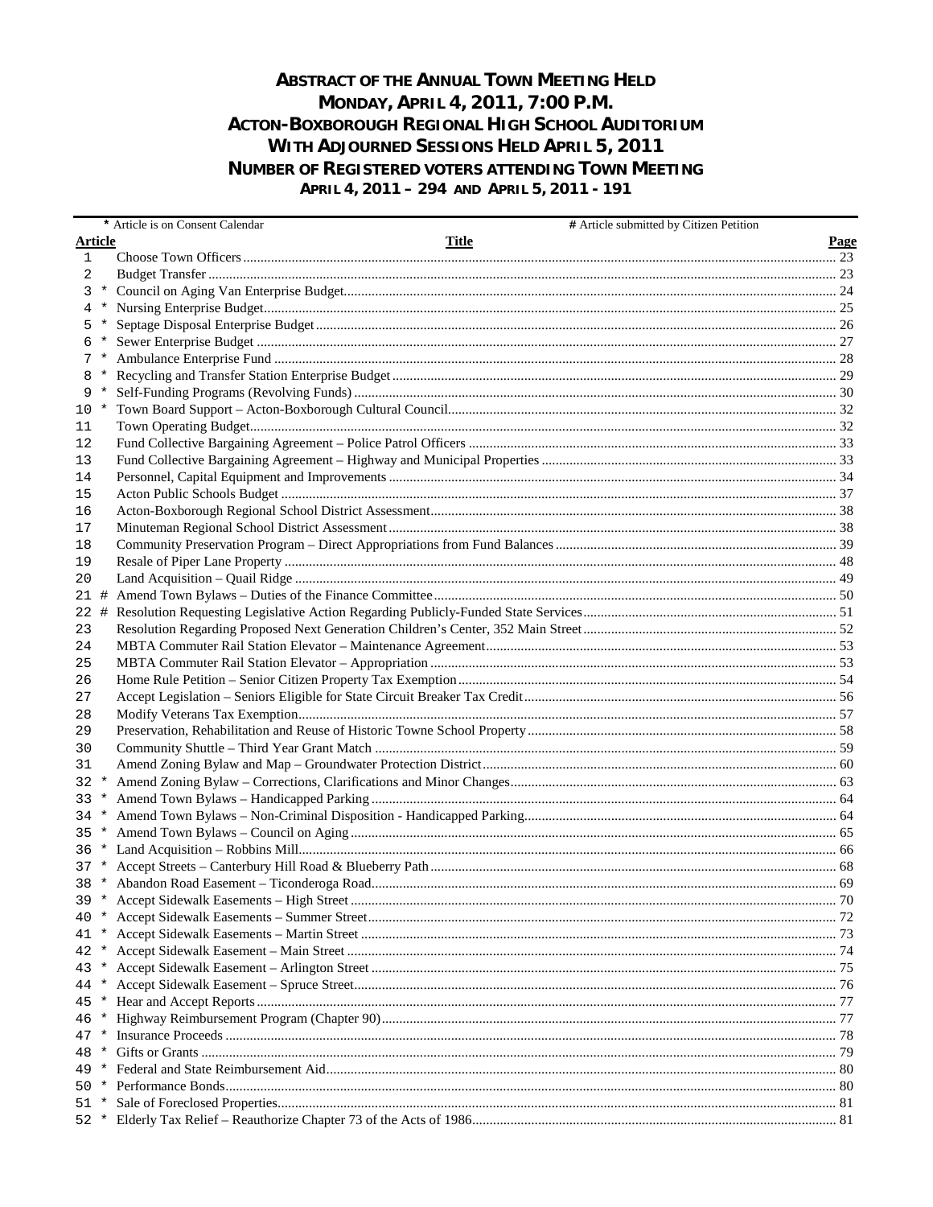# ABSTRACT OF THE ANNUAL TOWN MEETING HELD MONDAY, APRIL 4, 2011, 7:00 P.M. ACTON-BOXBOROUGH REGIONAL HIGH SCHOOL AUDITORIUM WITH ADJOURNED SESSIONS HELD APRIL 5, 2011 NUMBER OF REGISTERED VOTERS ATTENDING TOWN MEETING

## APRIL 4, 2011 – 294 AND APRIL 5, 2011 - 191

\* Article is on Consent Calendar  # Article submitted by Citizen Petition

| Article | Title | Page |
|---|---|---|
| 1 | Choose Town Officers | 23 |
| 2 | Budget Transfer | 23 |
| 3 * | Council on Aging Van Enterprise Budget | 24 |
| 4 * | Nursing Enterprise Budget | 25 |
| 5 * | Septage Disposal Enterprise Budget | 26 |
| 6 * | Sewer Enterprise Budget | 27 |
| 7 * | Ambulance Enterprise Fund | 28 |
| 8 * | Recycling and Transfer Station Enterprise Budget | 29 |
| 9 * | Self-Funding Programs (Revolving Funds) | 30 |
| 10 * | Town Board Support – Acton-Boxborough Cultural Council | 32 |
| 11 | Town Operating Budget | 32 |
| 12 | Fund Collective Bargaining Agreement – Police Patrol Officers | 33 |
| 13 | Fund Collective Bargaining Agreement – Highway and Municipal Properties | 33 |
| 14 | Personnel, Capital Equipment and Improvements | 34 |
| 15 | Acton Public Schools Budget | 37 |
| 16 | Acton-Boxborough Regional School District Assessment | 38 |
| 17 | Minuteman Regional School District Assessment | 38 |
| 18 | Community Preservation Program – Direct Appropriations from Fund Balances | 39 |
| 19 | Resale of Piper Lane Property | 48 |
| 20 | Land Acquisition – Quail Ridge | 49 |
| 21 # | Amend Town Bylaws – Duties of the Finance Committee | 50 |
| 22 # | Resolution Requesting Legislative Action Regarding Publicly-Funded State Services | 51 |
| 23 | Resolution Regarding Proposed Next Generation Children's Center, 352 Main Street | 52 |
| 24 | MBTA Commuter Rail Station Elevator – Maintenance Agreement | 53 |
| 25 | MBTA Commuter Rail Station Elevator – Appropriation | 53 |
| 26 | Home Rule Petition – Senior Citizen Property Tax Exemption | 54 |
| 27 | Accept Legislation – Seniors Eligible for State Circuit Breaker Tax Credit | 56 |
| 28 | Modify Veterans Tax Exemption | 57 |
| 29 | Preservation, Rehabilitation and Reuse of Historic Towne School Property | 58 |
| 30 | Community Shuttle – Third Year Grant Match | 59 |
| 31 | Amend Zoning Bylaw and Map – Groundwater Protection District | 60 |
| 32 * | Amend Zoning Bylaw – Corrections, Clarifications and Minor Changes | 63 |
| 33 * | Amend Town Bylaws – Handicapped Parking | 64 |
| 34 * | Amend Town Bylaws – Non-Criminal Disposition - Handicapped Parking | 64 |
| 35 * | Amend Town Bylaws – Council on Aging | 65 |
| 36 * | Land Acquisition – Robbins Mill | 66 |
| 37 * | Accept Streets – Canterbury Hill Road & Blueberry Path | 68 |
| 38 * | Abandon Road Easement – Ticonderoga Road | 69 |
| 39 * | Accept Sidewalk Easements – High Street | 70 |
| 40 * | Accept Sidewalk Easements – Summer Street | 72 |
| 41 * | Accept Sidewalk Easements – Martin Street | 73 |
| 42 * | Accept Sidewalk Easement – Main Street | 74 |
| 43 * | Accept Sidewalk Easement – Arlington Street | 75 |
| 44 * | Accept Sidewalk Easement – Spruce Street | 76 |
| 45 * | Hear and Accept Reports | 77 |
| 46 * | Highway Reimbursement Program (Chapter 90) | 77 |
| 47 * | Insurance Proceeds | 78 |
| 48 * | Gifts or Grants | 79 |
| 49 * | Federal and State Reimbursement Aid | 80 |
| 50 * | Performance Bonds | 80 |
| 51 * | Sale of Foreclosed Properties | 81 |
| 52 * | Elderly Tax Relief – Reauthorize Chapter 73 of the Acts of 1986 | 81 |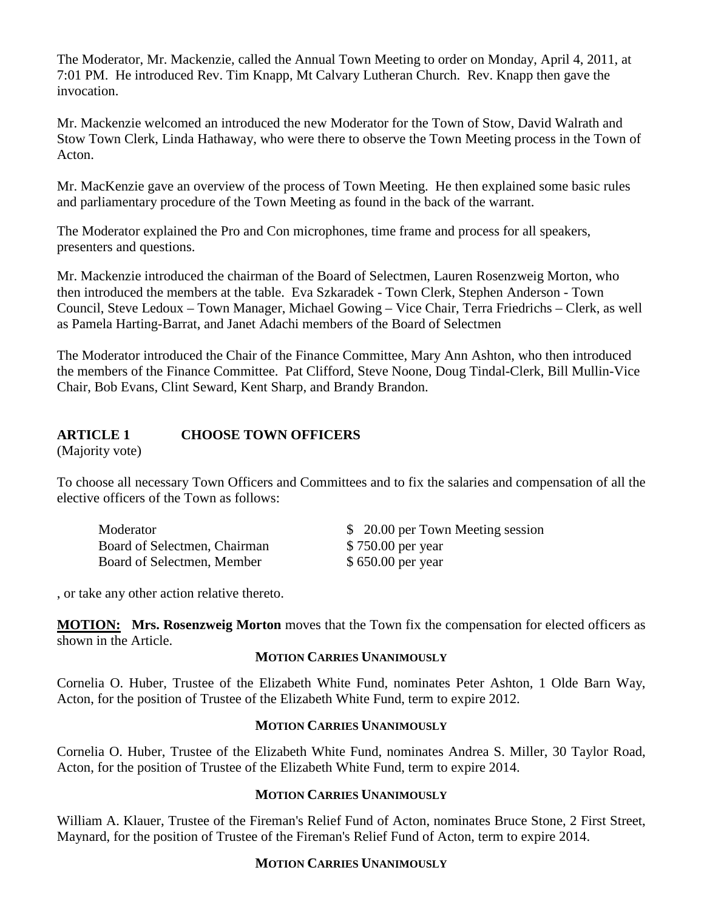The Moderator, Mr. Mackenzie, called the Annual Town Meeting to order on Monday, April 4, 2011, at 7:01 PM. He introduced Rev. Tim Knapp, Mt Calvary Lutheran Church. Rev. Knapp then gave the invocation.

Mr. Mackenzie welcomed an introduced the new Moderator for the Town of Stow, David Walrath and Stow Town Clerk, Linda Hathaway, who were there to observe the Town Meeting process in the Town of Acton.

Mr. MacKenzie gave an overview of the process of Town Meeting. He then explained some basic rules and parliamentary procedure of the Town Meeting as found in the back of the warrant.

The Moderator explained the Pro and Con microphones, time frame and process for all speakers, presenters and questions.

Mr. Mackenzie introduced the chairman of the Board of Selectmen, Lauren Rosenzweig Morton, who then introduced the members at the table. Eva Szkaradek - Town Clerk, Stephen Anderson - Town Council, Steve Ledoux – Town Manager, Michael Gowing – Vice Chair, Terra Friedrichs – Clerk, as well as Pamela Harting-Barrat, and Janet Adachi members of the Board of Selectmen

The Moderator introduced the Chair of the Finance Committee, Mary Ann Ashton, who then introduced the members of the Finance Committee. Pat Clifford, Steve Noone, Doug Tindal-Clerk, Bill Mullin-Vice Chair, Bob Evans, Clint Seward, Kent Sharp, and Brandy Brandon.

## ARTICLE 1 CHOOSE TOWN OFFICERS

(Majority vote)

To choose all necessary Town Officers and Committees and to fix the salaries and compensation of all the elective officers of the Town as follows:

| | |
|---|---|
| Moderator | $ 20.00 per Town Meeting session |
| Board of Selectmen, Chairman | $ 750.00 per year |
| Board of Selectmen, Member | $ 650.00 per year |

, or take any other action relative thereto.

**MOTION: Mrs. Rosenzweig Morton** moves that the Town fix the compensation for elected officers as shown in the Article.

**MOTION CARRIES UNANIMOUSLY**

Cornelia O. Huber, Trustee of the Elizabeth White Fund, nominates Peter Ashton, 1 Olde Barn Way, Acton, for the position of Trustee of the Elizabeth White Fund, term to expire 2012.

**MOTION CARRIES UNANIMOUSLY**

Cornelia O. Huber, Trustee of the Elizabeth White Fund, nominates Andrea S. Miller, 30 Taylor Road, Acton, for the position of Trustee of the Elizabeth White Fund, term to expire 2014.

**MOTION CARRIES UNANIMOUSLY**

William A. Klauer, Trustee of the Fireman's Relief Fund of Acton, nominates Bruce Stone, 2 First Street, Maynard, for the position of Trustee of the Fireman's Relief Fund of Acton, term to expire 2014.

**MOTION CARRIES UNANIMOUSLY**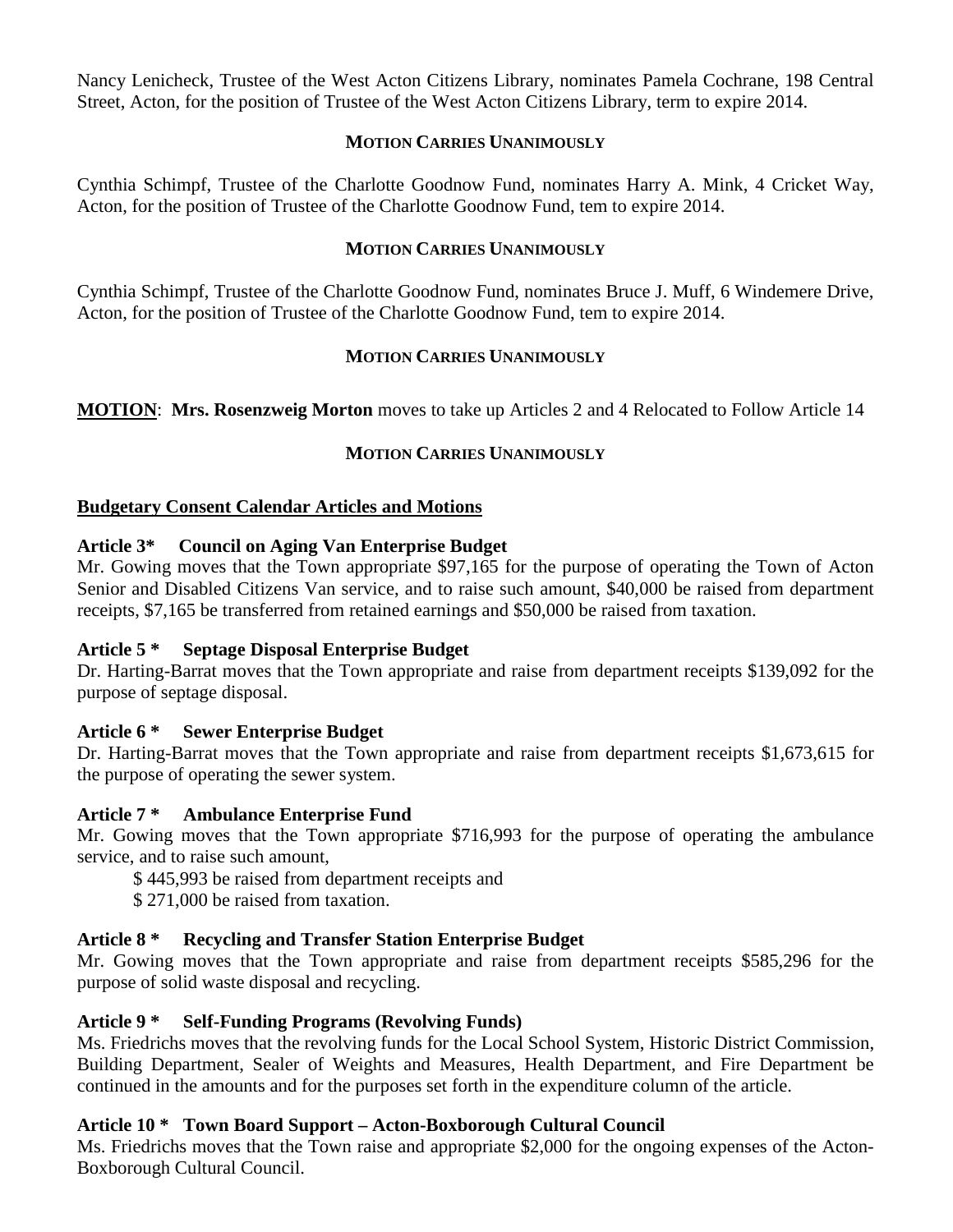Nancy Lenicheck, Trustee of the West Acton Citizens Library, nominates Pamela Cochrane, 198 Central Street, Acton, for the position of Trustee of the West Acton Citizens Library, term to expire 2014.

**MOTION CARRIES UNANIMOUSLY**

Cynthia Schimpf, Trustee of the Charlotte Goodnow Fund, nominates Harry A. Mink, 4 Cricket Way, Acton, for the position of Trustee of the Charlotte Goodnow Fund, tem to expire 2014.

**MOTION CARRIES UNANIMOUSLY**

Cynthia Schimpf, Trustee of the Charlotte Goodnow Fund, nominates Bruce J. Muff, 6 Windemere Drive, Acton, for the position of Trustee of the Charlotte Goodnow Fund, tem to expire 2014.

**MOTION CARRIES UNANIMOUSLY**

**MOTION**: **Mrs. Rosenzweig Morton** moves to take up Articles 2 and 4 Relocated to Follow Article 14

**MOTION CARRIES UNANIMOUSLY**

**Budgetary Consent Calendar Articles and Motions**

**Article 3\* Council on Aging Van Enterprise Budget**
Mr. Gowing moves that the Town appropriate $97,165 for the purpose of operating the Town of Acton Senior and Disabled Citizens Van service, and to raise such amount, $40,000 be raised from department receipts, $7,165 be transferred from retained earnings and $50,000 be raised from taxation.

**Article 5 \* Septage Disposal Enterprise Budget**
Dr. Harting-Barrat moves that the Town appropriate and raise from department receipts $139,092 for the purpose of septage disposal.

**Article 6 \* Sewer Enterprise Budget**
Dr. Harting-Barrat moves that the Town appropriate and raise from department receipts $1,673,615 for the purpose of operating the sewer system.

**Article 7 \* Ambulance Enterprise Fund**
Mr. Gowing moves that the Town appropriate $716,993 for the purpose of operating the ambulance service, and to raise such amount,

$ 445,993 be raised from department receipts and
$ 271,000 be raised from taxation.

**Article 8 \* Recycling and Transfer Station Enterprise Budget**
Mr. Gowing moves that the Town appropriate and raise from department receipts $585,296 for the purpose of solid waste disposal and recycling.

**Article 9 \* Self-Funding Programs (Revolving Funds)**
Ms. Friedrichs moves that the revolving funds for the Local School System, Historic District Commission, Building Department, Sealer of Weights and Measures, Health Department, and Fire Department be continued in the amounts and for the purposes set forth in the expenditure column of the article.

**Article 10 \* Town Board Support – Acton-Boxborough Cultural Council**
Ms. Friedrichs moves that the Town raise and appropriate $2,000 for the ongoing expenses of the Acton-Boxborough Cultural Council.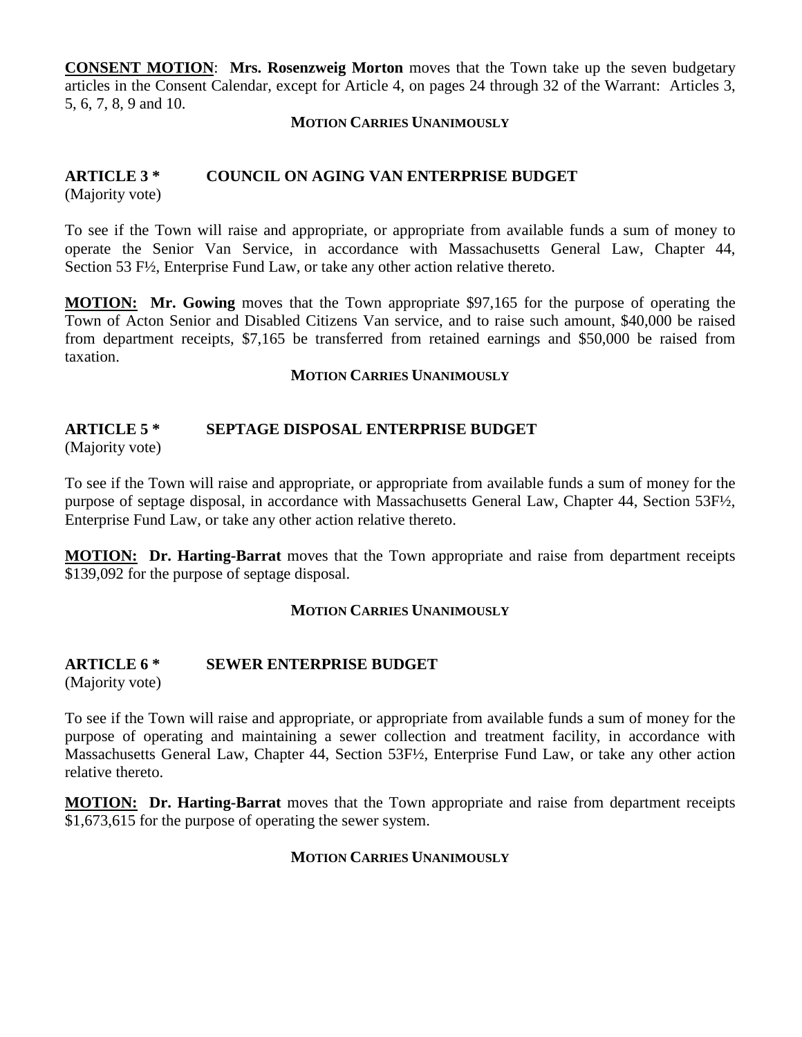**CONSENT MOTION**: **Mrs. Rosenzweig Morton** moves that the Town take up the seven budgetary articles in the Consent Calendar, except for Article 4, on pages 24 through 32 of the Warrant: Articles 3, 5, 6, 7, 8, 9 and 10.

**MOTION CARRIES UNANIMOUSLY**

**ARTICLE 3 * COUNCIL ON AGING VAN ENTERPRISE BUDGET**
(Majority vote)

To see if the Town will raise and appropriate, or appropriate from available funds a sum of money to operate the Senior Van Service, in accordance with Massachusetts General Law, Chapter 44, Section 53 F½, Enterprise Fund Law, or take any other action relative thereto.

**MOTION:** **Mr. Gowing** moves that the Town appropriate $97,165 for the purpose of operating the Town of Acton Senior and Disabled Citizens Van service, and to raise such amount, $40,000 be raised from department receipts, $7,165 be transferred from retained earnings and $50,000 be raised from taxation.

**MOTION CARRIES UNANIMOUSLY**

**ARTICLE 5 * SEPTAGE DISPOSAL ENTERPRISE BUDGET**
(Majority vote)

To see if the Town will raise and appropriate, or appropriate from available funds a sum of money for the purpose of septage disposal, in accordance with Massachusetts General Law, Chapter 44, Section 53F½, Enterprise Fund Law, or take any other action relative thereto.

**MOTION:** **Dr. Harting-Barrat** moves that the Town appropriate and raise from department receipts $139,092 for the purpose of septage disposal.

**MOTION CARRIES UNANIMOUSLY**

**ARTICLE 6 * SEWER ENTERPRISE BUDGET**
(Majority vote)

To see if the Town will raise and appropriate, or appropriate from available funds a sum of money for the purpose of operating and maintaining a sewer collection and treatment facility, in accordance with Massachusetts General Law, Chapter 44, Section 53F½, Enterprise Fund Law, or take any other action relative thereto.

**MOTION:** **Dr. Harting-Barrat** moves that the Town appropriate and raise from department receipts $1,673,615 for the purpose of operating the sewer system.

**MOTION CARRIES UNANIMOUSLY**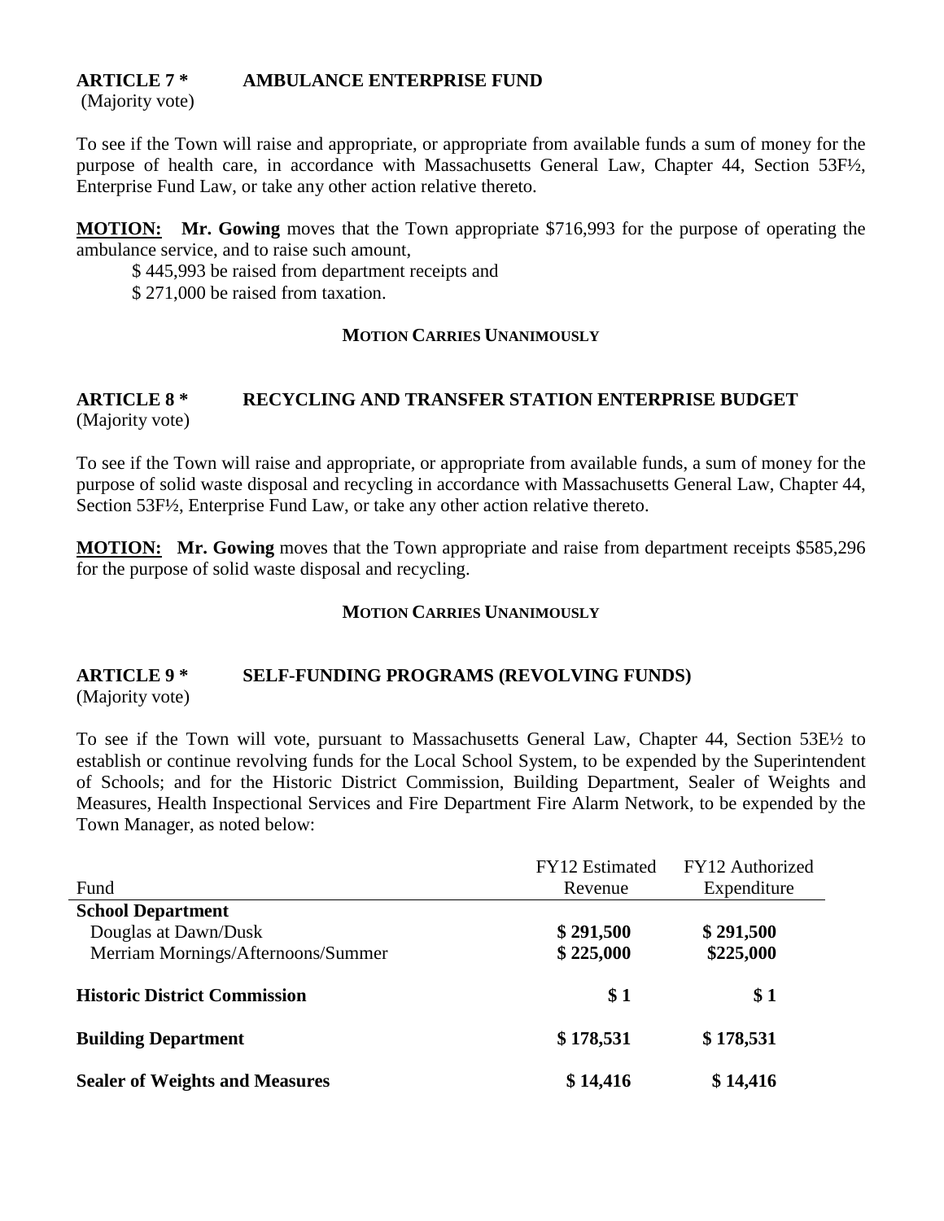## ARTICLE 7 * AMBULANCE ENTERPRISE FUND

(Majority vote)

To see if the Town will raise and appropriate, or appropriate from available funds a sum of money for the purpose of health care, in accordance with Massachusetts General Law, Chapter 44, Section 53F½, Enterprise Fund Law, or take any other action relative thereto.

**MOTION:** **Mr. Gowing** moves that the Town appropriate $716,993 for the purpose of operating the ambulance service, and to raise such amount,

$ 445,993 be raised from department receipts and
$ 271,000 be raised from taxation.

**MOTION CARRIES UNANIMOUSLY**

## ARTICLE 8 * RECYCLING AND TRANSFER STATION ENTERPRISE BUDGET

(Majority vote)

To see if the Town will raise and appropriate, or appropriate from available funds, a sum of money for the purpose of solid waste disposal and recycling in accordance with Massachusetts General Law, Chapter 44, Section 53F½, Enterprise Fund Law, or take any other action relative thereto.

**MOTION:** **Mr. Gowing** moves that the Town appropriate and raise from department receipts $585,296 for the purpose of solid waste disposal and recycling.

**MOTION CARRIES UNANIMOUSLY**

## ARTICLE 9 * SELF-FUNDING PROGRAMS (REVOLVING FUNDS)

(Majority vote)

To see if the Town will vote, pursuant to Massachusetts General Law, Chapter 44, Section 53E½ to establish or continue revolving funds for the Local School System, to be expended by the Superintendent of Schools; and for the Historic District Commission, Building Department, Sealer of Weights and Measures, Health Inspectional Services and Fire Department Fire Alarm Network, to be expended by the Town Manager, as noted below:

| Fund | FY12 Estimated Revenue | FY12 Authorized Expenditure |
|---|---|---|
| **School Department** | | |
| Douglas at Dawn/Dusk | **$ 291,500** | **$ 291,500** |
| Merriam Mornings/Afternoons/Summer | **$ 225,000** | **$225,000** |
| **Historic District Commission** | **$ 1** | **$ 1** |
| **Building Department** | **$ 178,531** | **$ 178,531** |
| **Sealer of Weights and Measures** | **$ 14,416** | **$ 14,416** |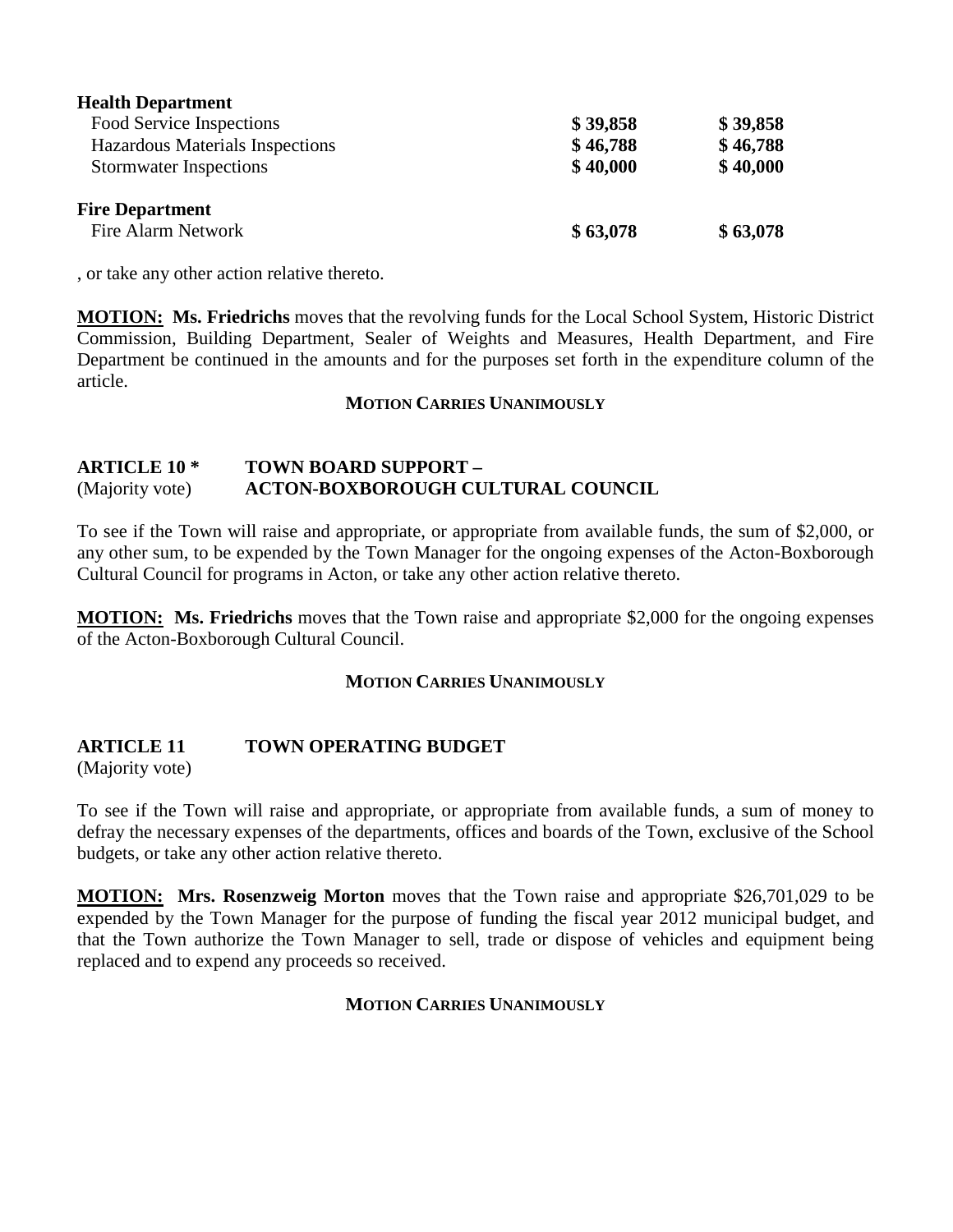| | | |
|---|---|---|
| **Health Department** | | |
| Food Service Inspections | **$ 39,858** | **$ 39,858** |
| Hazardous Materials Inspections | **$ 46,788** | **$ 46,788** |
| Stormwater Inspections | **$ 40,000** | **$ 40,000** |
| **Fire Department** | | |
| Fire Alarm Network | **$ 63,078** | **$ 63,078** |

, or take any other action relative thereto.

**MOTION: Ms. Friedrichs** moves that the revolving funds for the Local School System, Historic District Commission, Building Department, Sealer of Weights and Measures, Health Department, and Fire Department be continued in the amounts and for the purposes set forth in the expenditure column of the article.

**MOTION CARRIES UNANIMOUSLY**

## ARTICLE 10 * TOWN BOARD SUPPORT – ACTON-BOXBOROUGH CULTURAL COUNCIL

(Majority vote)

To see if the Town will raise and appropriate, or appropriate from available funds, the sum of $2,000, or any other sum, to be expended by the Town Manager for the ongoing expenses of the Acton-Boxborough Cultural Council for programs in Acton, or take any other action relative thereto.

**MOTION: Ms. Friedrichs** moves that the Town raise and appropriate $2,000 for the ongoing expenses of the Acton-Boxborough Cultural Council.

**MOTION CARRIES UNANIMOUSLY**

## ARTICLE 11 TOWN OPERATING BUDGET

(Majority vote)

To see if the Town will raise and appropriate, or appropriate from available funds, a sum of money to defray the necessary expenses of the departments, offices and boards of the Town, exclusive of the School budgets, or take any other action relative thereto.

**MOTION: Mrs. Rosenzweig Morton** moves that the Town raise and appropriate $26,701,029 to be expended by the Town Manager for the purpose of funding the fiscal year 2012 municipal budget, and that the Town authorize the Town Manager to sell, trade or dispose of vehicles and equipment being replaced and to expend any proceeds so received.

**MOTION CARRIES UNANIMOUSLY**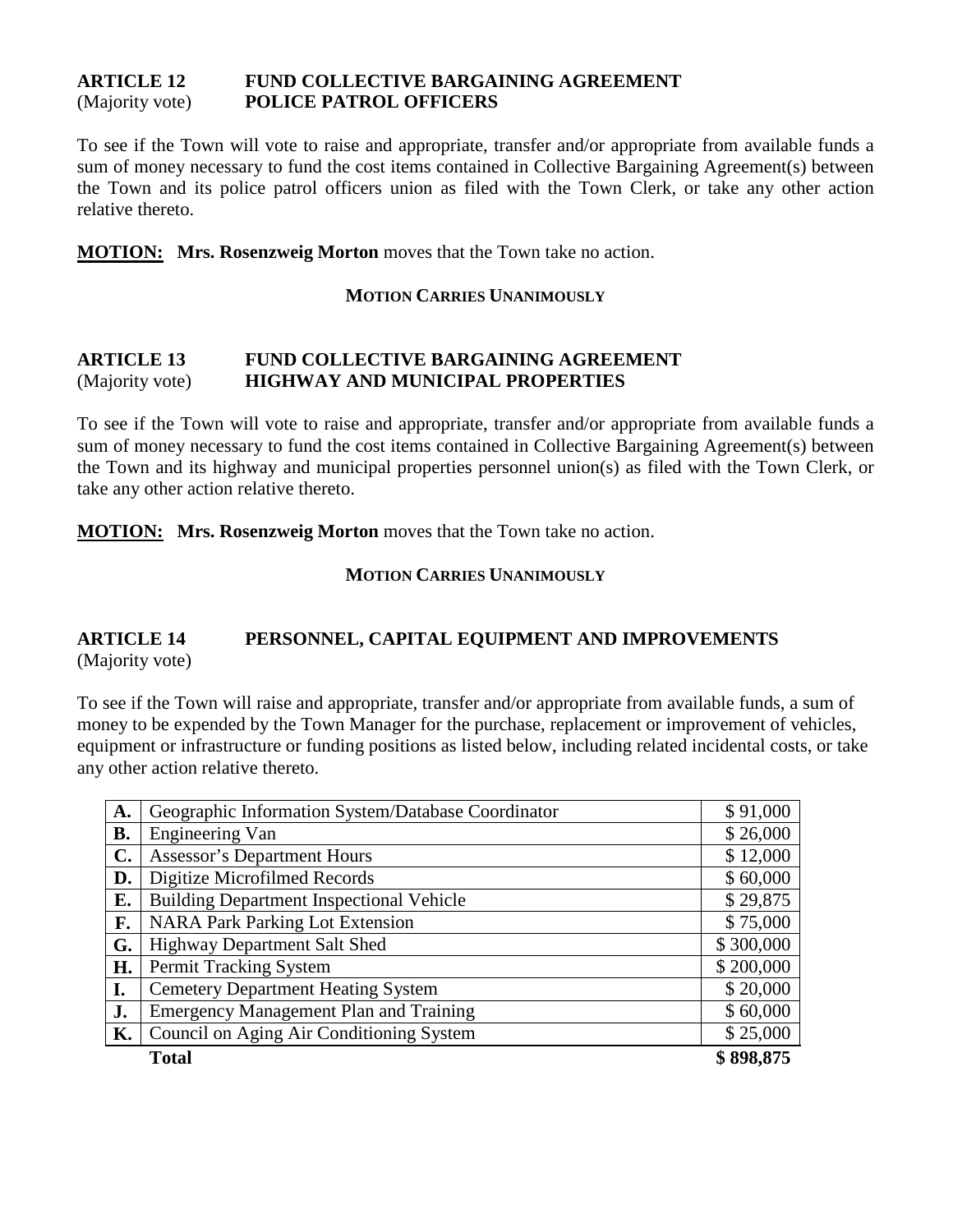**ARTICLE 12** **FUND COLLECTIVE BARGAINING AGREEMENT**
(Majority vote) **POLICE PATROL OFFICERS**

To see if the Town will vote to raise and appropriate, transfer and/or appropriate from available funds a sum of money necessary to fund the cost items contained in Collective Bargaining Agreement(s) between the Town and its police patrol officers union as filed with the Town Clerk, or take any other action relative thereto.

**MOTION:** **Mrs. Rosenzweig Morton** moves that the Town take no action.

**MOTION CARRIES UNANIMOUSLY**

**ARTICLE 13** **FUND COLLECTIVE BARGAINING AGREEMENT**
(Majority vote) **HIGHWAY AND MUNICIPAL PROPERTIES**

To see if the Town will vote to raise and appropriate, transfer and/or appropriate from available funds a sum of money necessary to fund the cost items contained in Collective Bargaining Agreement(s) between the Town and its highway and municipal properties personnel union(s) as filed with the Town Clerk, or take any other action relative thereto.

**MOTION:** **Mrs. Rosenzweig Morton** moves that the Town take no action.

**MOTION CARRIES UNANIMOUSLY**

**ARTICLE 14** **PERSONNEL, CAPITAL EQUIPMENT AND IMPROVEMENTS**
(Majority vote)

To see if the Town will raise and appropriate, transfer and/or appropriate from available funds, a sum of money to be expended by the Town Manager for the purchase, replacement or improvement of vehicles, equipment or infrastructure or funding positions as listed below, including related incidental costs, or take any other action relative thereto.

| | | |
|---|---|---|
| **A.** | Geographic Information System/Database Coordinator | $ 91,000 |
| **B.** | Engineering Van | $ 26,000 |
| **C.** | Assessor's Department Hours | $ 12,000 |
| **D.** | Digitize Microfilmed Records | $ 60,000 |
| **E.** | Building Department Inspectional Vehicle | $ 29,875 |
| **F.** | NARA Park Parking Lot Extension | $ 75,000 |
| **G.** | Highway Department Salt Shed | $ 300,000 |
| **H.** | Permit Tracking System | $ 200,000 |
| **I.** | Cemetery Department Heating System | $ 20,000 |
| **J.** | Emergency Management Plan and Training | $ 60,000 |
| **K.** | Council on Aging Air Conditioning System | $ 25,000 |
| | **Total** | **$ 898,875** |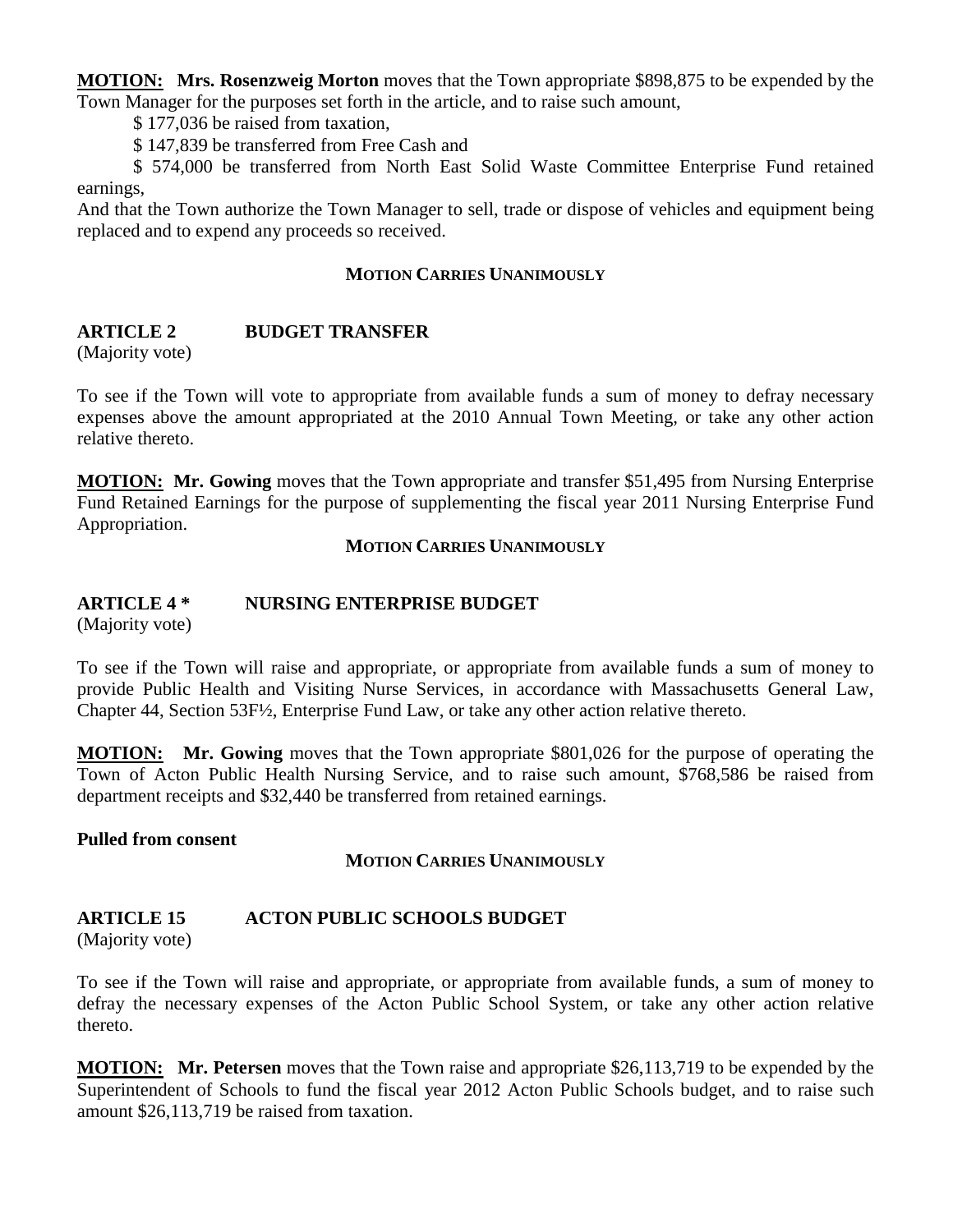**MOTION:** **Mrs. Rosenzweig Morton** moves that the Town appropriate $898,875 to be expended by the Town Manager for the purposes set forth in the article, and to raise such amount,

$ 177,036 be raised from taxation,

$ 147,839 be transferred from Free Cash and

$ 574,000 be transferred from North East Solid Waste Committee Enterprise Fund retained earnings,

And that the Town authorize the Town Manager to sell, trade or dispose of vehicles and equipment being replaced and to expend any proceeds so received.

**MOTION CARRIES UNANIMOUSLY**

### ARTICLE 2 BUDGET TRANSFER

(Majority vote)

To see if the Town will vote to appropriate from available funds a sum of money to defray necessary expenses above the amount appropriated at the 2010 Annual Town Meeting, or take any other action relative thereto.

**MOTION:** **Mr. Gowing** moves that the Town appropriate and transfer $51,495 from Nursing Enterprise Fund Retained Earnings for the purpose of supplementing the fiscal year 2011 Nursing Enterprise Fund Appropriation.

**MOTION CARRIES UNANIMOUSLY**

### ARTICLE 4 * NURSING ENTERPRISE BUDGET

(Majority vote)

To see if the Town will raise and appropriate, or appropriate from available funds a sum of money to provide Public Health and Visiting Nurse Services, in accordance with Massachusetts General Law, Chapter 44, Section 53F½, Enterprise Fund Law, or take any other action relative thereto.

**MOTION:** **Mr. Gowing** moves that the Town appropriate $801,026 for the purpose of operating the Town of Acton Public Health Nursing Service, and to raise such amount, $768,586 be raised from department receipts and $32,440 be transferred from retained earnings.

**Pulled from consent**

**MOTION CARRIES UNANIMOUSLY**

### ARTICLE 15 ACTON PUBLIC SCHOOLS BUDGET

(Majority vote)

To see if the Town will raise and appropriate, or appropriate from available funds, a sum of money to defray the necessary expenses of the Acton Public School System, or take any other action relative thereto.

**MOTION:** **Mr. Petersen** moves that the Town raise and appropriate $26,113,719 to be expended by the Superintendent of Schools to fund the fiscal year 2012 Acton Public Schools budget, and to raise such amount $26,113,719 be raised from taxation.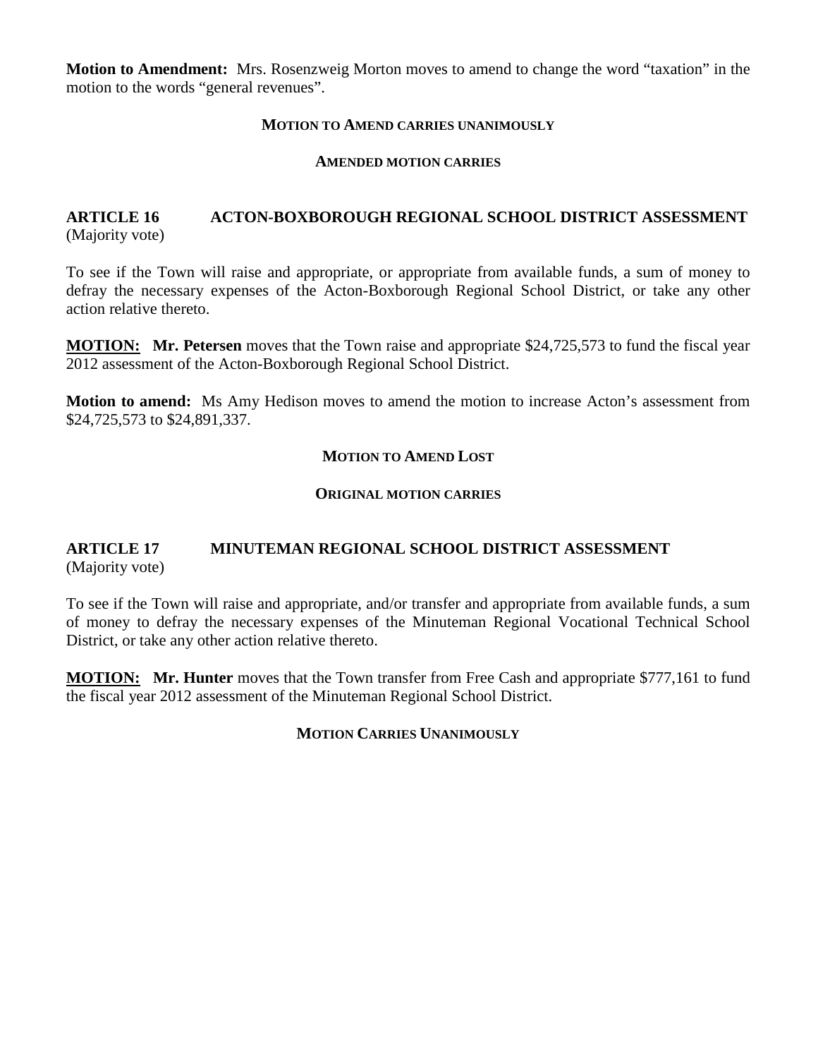**Motion to Amendment:** Mrs. Rosenzweig Morton moves to amend to change the word "taxation" in the motion to the words "general revenues".

**MOTION TO AMEND CARRIES UNANIMOUSLY**

**AMENDED MOTION CARRIES**

## ARTICLE 16 ACTON-BOXBOROUGH REGIONAL SCHOOL DISTRICT ASSESSMENT

(Majority vote)

To see if the Town will raise and appropriate, or appropriate from available funds, a sum of money to defray the necessary expenses of the Acton-Boxborough Regional School District, or take any other action relative thereto.

**MOTION: Mr. Petersen** moves that the Town raise and appropriate $24,725,573 to fund the fiscal year 2012 assessment of the Acton-Boxborough Regional School District.

**Motion to amend:** Ms Amy Hedison moves to amend the motion to increase Acton's assessment from $24,725,573 to $24,891,337.

**MOTION TO AMEND LOST**

**ORIGINAL MOTION CARRIES**

## ARTICLE 17 MINUTEMAN REGIONAL SCHOOL DISTRICT ASSESSMENT

(Majority vote)

To see if the Town will raise and appropriate, and/or transfer and appropriate from available funds, a sum of money to defray the necessary expenses of the Minuteman Regional Vocational Technical School District, or take any other action relative thereto.

**MOTION: Mr. Hunter** moves that the Town transfer from Free Cash and appropriate $777,161 to fund the fiscal year 2012 assessment of the Minuteman Regional School District.

**MOTION CARRIES UNANIMOUSLY**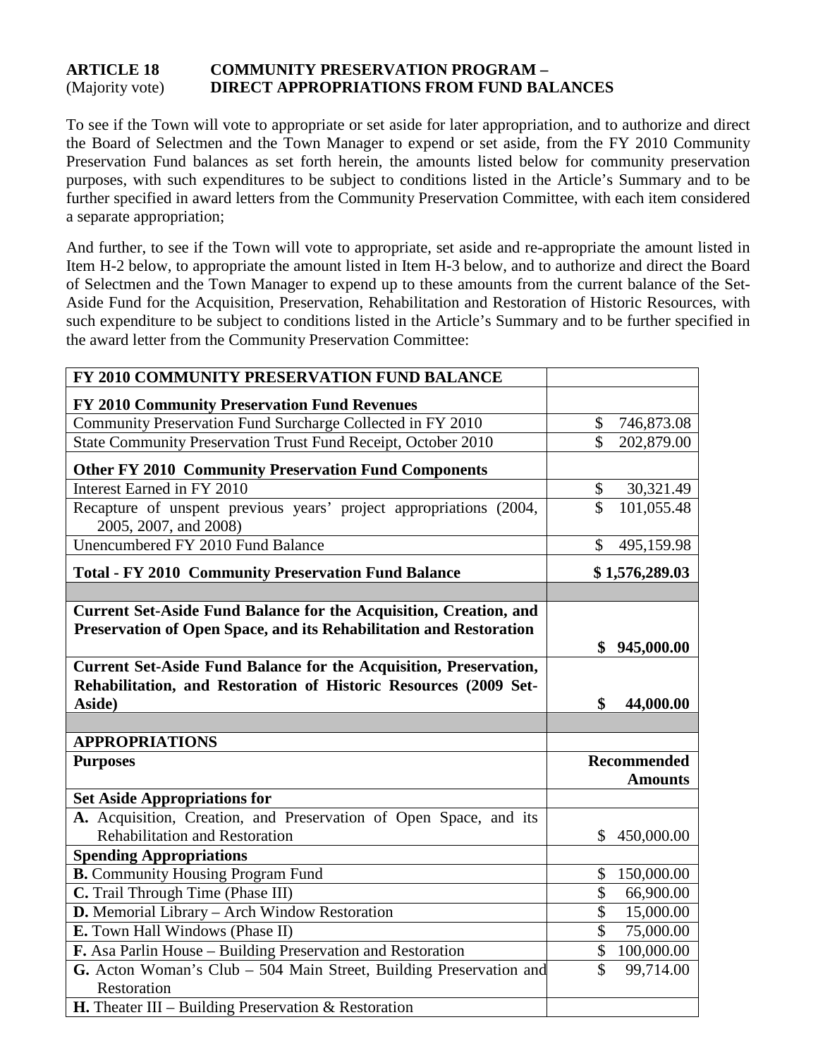**ARTICLE 18** **COMMUNITY PRESERVATION PROGRAM –**
(Majority vote) **DIRECT APPROPRIATIONS FROM FUND BALANCES**

To see if the Town will vote to appropriate or set aside for later appropriation, and to authorize and direct the Board of Selectmen and the Town Manager to expend or set aside, from the FY 2010 Community Preservation Fund balances as set forth herein, the amounts listed below for community preservation purposes, with such expenditures to be subject to conditions listed in the Article's Summary and to be further specified in award letters from the Community Preservation Committee, with each item considered a separate appropriation;

And further, to see if the Town will vote to appropriate, set aside and re-appropriate the amount listed in Item H-2 below, to appropriate the amount listed in Item H-3 below, and to authorize and direct the Board of Selectmen and the Town Manager to expend up to these amounts from the current balance of the Set-Aside Fund for the Acquisition, Preservation, Rehabilitation and Restoration of Historic Resources, with such expenditure to be subject to conditions listed in the Article's Summary and to be further specified in the award letter from the Community Preservation Committee:

| **FY 2010 COMMUNITY PRESERVATION FUND BALANCE** | |
|---|---|
| **FY 2010 Community Preservation Fund Revenues** | |
| Community Preservation Fund Surcharge Collected in FY 2010 | $ 746,873.08 |
| State Community Preservation Trust Fund Receipt, October 2010 | $ 202,879.00 |
| **Other FY 2010 Community Preservation Fund Components** | |
| Interest Earned in FY 2010 | $ 30,321.49 |
| Recapture of unspent previous years' project appropriations (2004, 2005, 2007, and 2008) | $ 101,055.48 |
| Unencumbered FY 2010 Fund Balance | $ 495,159.98 |
| **Total - FY 2010 Community Preservation Fund Balance** | **$ 1,576,289.03** |
| | |
| **Current Set-Aside Fund Balance for the Acquisition, Creation, and Preservation of Open Space, and its Rehabilitation and Restoration** | **$ 945,000.00** |
| **Current Set-Aside Fund Balance for the Acquisition, Preservation, Rehabilitation, and Restoration of Historic Resources (2009 Set-Aside)** | **$ 44,000.00** |
| | |
| **APPROPRIATIONS** | |
| **Purposes** | **Recommended Amounts** |
| **Set Aside Appropriations for** | |
| **A.** Acquisition, Creation, and Preservation of Open Space, and its Rehabilitation and Restoration | $ 450,000.00 |
| **Spending Appropriations** | |
| **B.** Community Housing Program Fund | $ 150,000.00 |
| **C.** Trail Through Time (Phase III) | $ 66,900.00 |
| **D.** Memorial Library – Arch Window Restoration | $ 15,000.00 |
| **E.** Town Hall Windows (Phase II) | $ 75,000.00 |
| **F.** Asa Parlin House – Building Preservation and Restoration | $ 100,000.00 |
| **G.** Acton Woman's Club – 504 Main Street, Building Preservation and Restoration | $ 99,714.00 |
| **H.** Theater III – Building Preservation & Restoration | |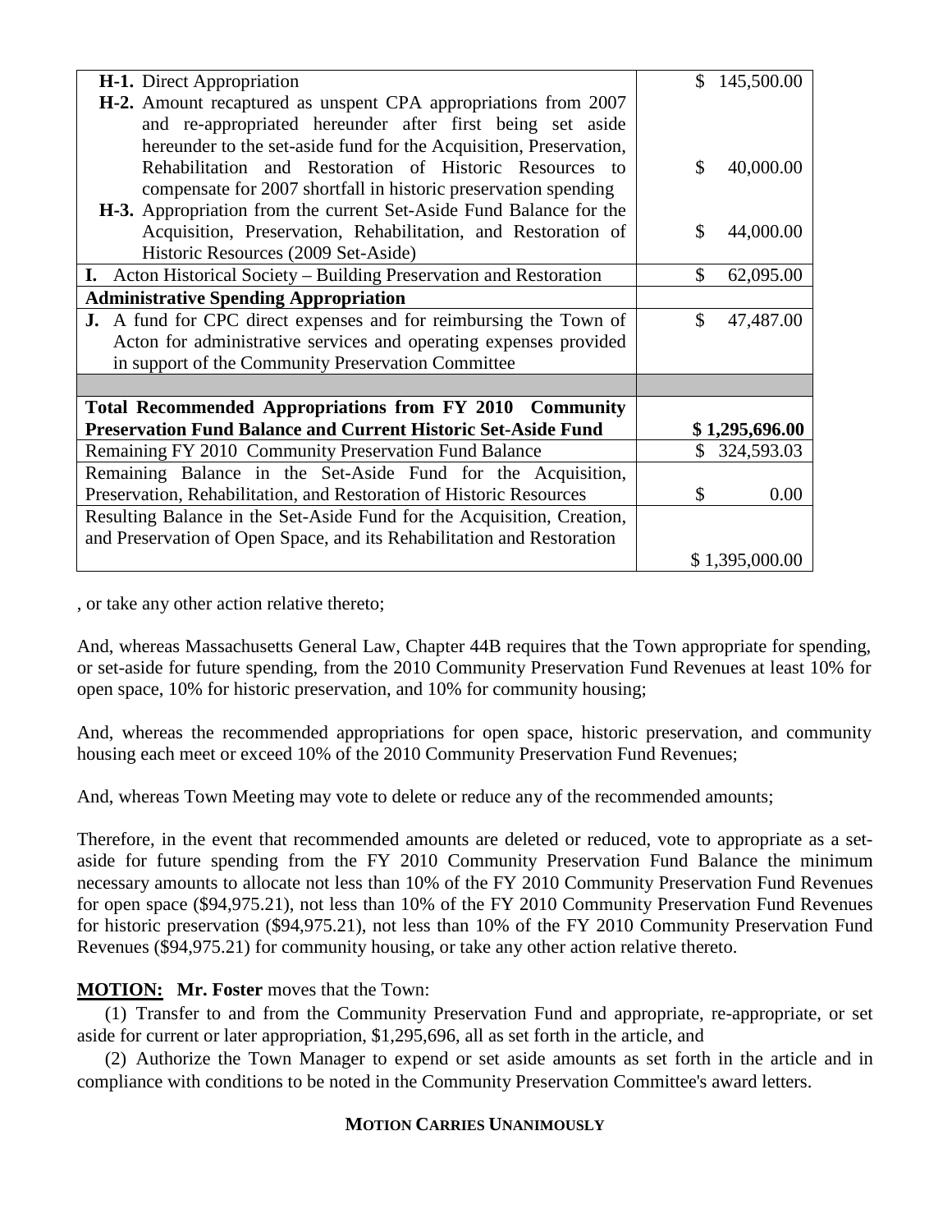| | |
|---|---|
| **H-1.** Direct Appropriation | $ 145,500.00 |
| **H-2.** Amount recaptured as unspent CPA appropriations from 2007 and re-appropriated hereunder after first being set aside hereunder to the set-aside fund for the Acquisition, Preservation, Rehabilitation and Restoration of Historic Resources to compensate for 2007 shortfall in historic preservation spending | $ 40,000.00 |
| **H-3.** Appropriation from the current Set-Aside Fund Balance for the Acquisition, Preservation, Rehabilitation, and Restoration of Historic Resources (2009 Set-Aside) | $ 44,000.00 |
| **I.** Acton Historical Society – Building Preservation and Restoration | $ 62,095.00 |
| **Administrative Spending Appropriation** | |
| **J.** A fund for CPC direct expenses and for reimbursing the Town of Acton for administrative services and operating expenses provided in support of the Community Preservation Committee | $ 47,487.00 |
| | |
| **Total Recommended Appropriations from FY 2010 Community Preservation Fund Balance and Current Historic Set-Aside Fund** | **$ 1,295,696.00** |
| Remaining FY 2010 Community Preservation Fund Balance | $ 324,593.03 |
| Remaining Balance in the Set-Aside Fund for the Acquisition, Preservation, Rehabilitation, and Restoration of Historic Resources | $ 0.00 |
| Resulting Balance in the Set-Aside Fund for the Acquisition, Creation, and Preservation of Open Space, and its Rehabilitation and Restoration | $ 1,395,000.00 |

, or take any other action relative thereto;

And, whereas Massachusetts General Law, Chapter 44B requires that the Town appropriate for spending, or set-aside for future spending, from the 2010 Community Preservation Fund Revenues at least 10% for open space, 10% for historic preservation, and 10% for community housing;

And, whereas the recommended appropriations for open space, historic preservation, and community housing each meet or exceed 10% of the 2010 Community Preservation Fund Revenues;

And, whereas Town Meeting may vote to delete or reduce any of the recommended amounts;

Therefore, in the event that recommended amounts are deleted or reduced, vote to appropriate as a set-aside for future spending from the FY 2010 Community Preservation Fund Balance the minimum necessary amounts to allocate not less than 10% of the FY 2010 Community Preservation Fund Revenues for open space ($94,975.21), not less than 10% of the FY 2010 Community Preservation Fund Revenues for historic preservation ($94,975.21), not less than 10% of the FY 2010 Community Preservation Fund Revenues ($94,975.21) for community housing, or take any other action relative thereto.

**MOTION: Mr. Foster** moves that the Town:

(1) Transfer to and from the Community Preservation Fund and appropriate, re-appropriate, or set aside for current or later appropriation, $1,295,696, all as set forth in the article, and

(2) Authorize the Town Manager to expend or set aside amounts as set forth in the article and in compliance with conditions to be noted in the Community Preservation Committee's award letters.

**MOTION CARRIES UNANIMOUSLY**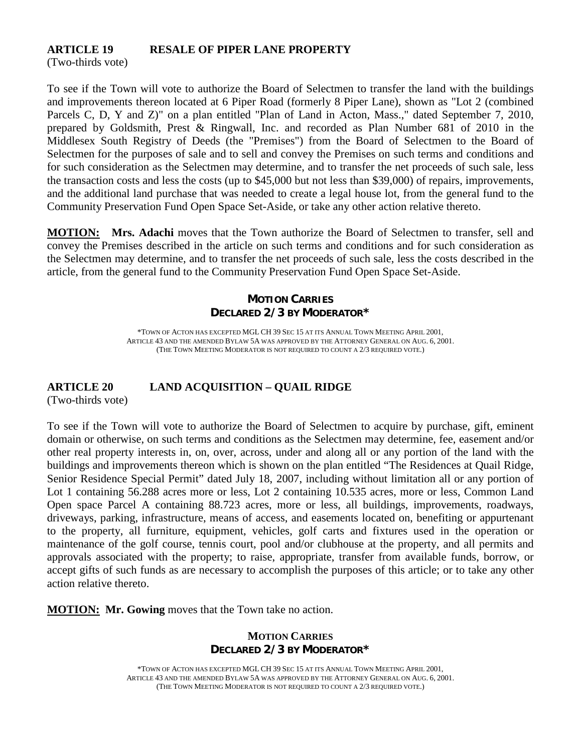## ARTICLE 19 RESALE OF PIPER LANE PROPERTY

(Two-thirds vote)

To see if the Town will vote to authorize the Board of Selectmen to transfer the land with the buildings and improvements thereon located at 6 Piper Road (formerly 8 Piper Lane), shown as "Lot 2 (combined Parcels C, D, Y and Z)" on a plan entitled "Plan of Land in Acton, Mass.," dated September 7, 2010, prepared by Goldsmith, Prest & Ringwall, Inc. and recorded as Plan Number 681 of 2010 in the Middlesex South Registry of Deeds (the "Premises") from the Board of Selectmen to the Board of Selectmen for the purposes of sale and to sell and convey the Premises on such terms and conditions and for such consideration as the Selectmen may determine, and to transfer the net proceeds of such sale, less the transaction costs and less the costs (up to $45,000 but not less than $39,000) of repairs, improvements, and the additional land purchase that was needed to create a legal house lot, from the general fund to the Community Preservation Fund Open Space Set-Aside, or take any other action relative thereto.

**MOTION:** **Mrs. Adachi** moves that the Town authorize the Board of Selectmen to transfer, sell and convey the Premises described in the article on such terms and conditions and for such consideration as the Selectmen may determine, and to transfer the net proceeds of such sale, less the costs described in the article, from the general fund to the Community Preservation Fund Open Space Set-Aside.

**MOTION CARRIES**
**DECLARED 2/3 BY MODERATOR***

*TOWN OF ACTON HAS EXCEPTED MGL CH 39 SEC 15 AT ITS ANNUAL TOWN MEETING APRIL 2001, ARTICLE 43 AND THE AMENDED BYLAW 5A WAS APPROVED BY THE ATTORNEY GENERAL ON AUG. 6, 2001. (THE TOWN MEETING MODERATOR IS NOT REQUIRED TO COUNT A 2/3 REQUIRED VOTE.)

## ARTICLE 20 LAND ACQUISITION – QUAIL RIDGE

(Two-thirds vote)

To see if the Town will vote to authorize the Board of Selectmen to acquire by purchase, gift, eminent domain or otherwise, on such terms and conditions as the Selectmen may determine, fee, easement and/or other real property interests in, on, over, across, under and along all or any portion of the land with the buildings and improvements thereon which is shown on the plan entitled "The Residences at Quail Ridge, Senior Residence Special Permit" dated July 18, 2007, including without limitation all or any portion of Lot 1 containing 56.288 acres more or less, Lot 2 containing 10.535 acres, more or less, Common Land Open space Parcel A containing 88.723 acres, more or less, all buildings, improvements, roadways, driveways, parking, infrastructure, means of access, and easements located on, benefiting or appurtenant to the property, all furniture, equipment, vehicles, golf carts and fixtures used in the operation or maintenance of the golf course, tennis court, pool and/or clubhouse at the property, and all permits and approvals associated with the property; to raise, appropriate, transfer from available funds, borrow, or accept gifts of such funds as are necessary to accomplish the purposes of this article; or to take any other action relative thereto.

**MOTION:** **Mr. Gowing** moves that the Town take no action.

**MOTION CARRIES**
**DECLARED 2/3 BY MODERATOR***

*TOWN OF ACTON HAS EXCEPTED MGL CH 39 SEC 15 AT ITS ANNUAL TOWN MEETING APRIL 2001, ARTICLE 43 AND THE AMENDED BYLAW 5A WAS APPROVED BY THE ATTORNEY GENERAL ON AUG. 6, 2001. (THE TOWN MEETING MODERATOR IS NOT REQUIRED TO COUNT A 2/3 REQUIRED VOTE.)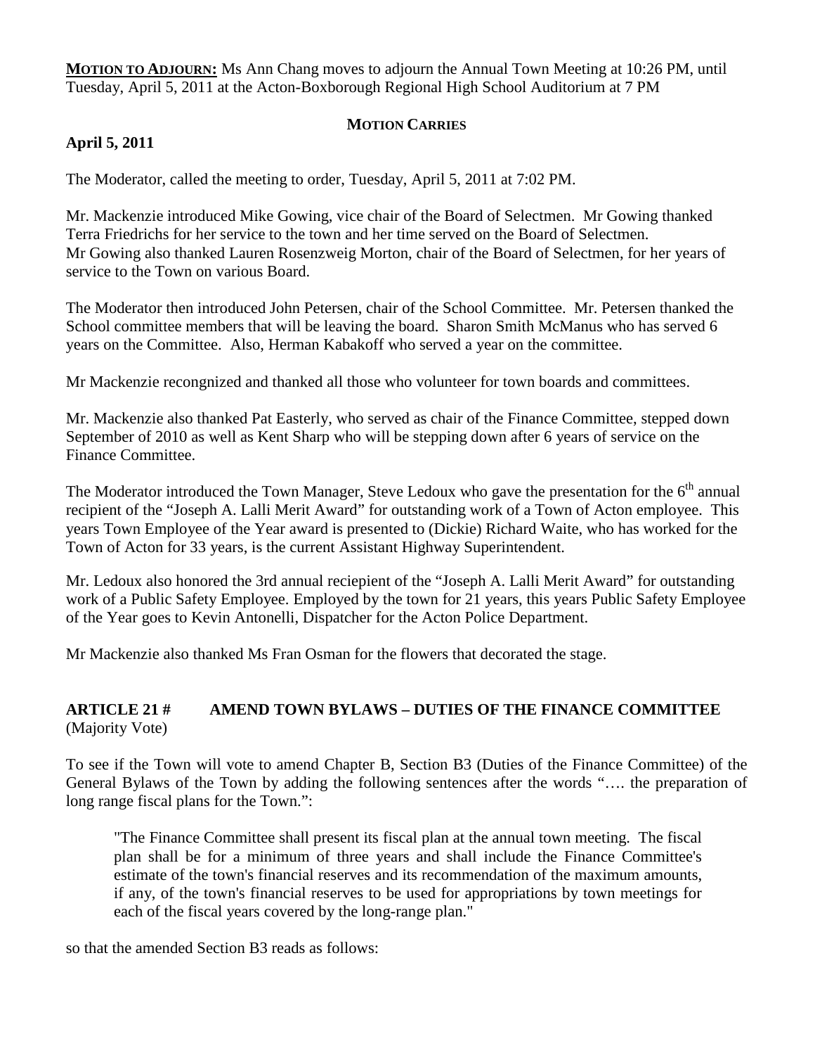**MOTION TO ADJOURN:** Ms Ann Chang moves to adjourn the Annual Town Meeting at 10:26 PM, until Tuesday, April 5, 2011 at the Acton-Boxborough Regional High School Auditorium at 7 PM

**MOTION CARRIES**

**April 5, 2011**

The Moderator, called the meeting to order, Tuesday, April 5, 2011 at 7:02 PM.

Mr. Mackenzie introduced Mike Gowing, vice chair of the Board of Selectmen. Mr Gowing thanked Terra Friedrichs for her service to the town and her time served on the Board of Selectmen. Mr Gowing also thanked Lauren Rosenzweig Morton, chair of the Board of Selectmen, for her years of service to the Town on various Board.

The Moderator then introduced John Petersen, chair of the School Committee. Mr. Petersen thanked the School committee members that will be leaving the board. Sharon Smith McManus who has served 6 years on the Committee. Also, Herman Kabakoff who served a year on the committee.

Mr Mackenzie recongnized and thanked all those who volunteer for town boards and committees.

Mr. Mackenzie also thanked Pat Easterly, who served as chair of the Finance Committee, stepped down September of 2010 as well as Kent Sharp who will be stepping down after 6 years of service on the Finance Committee.

The Moderator introduced the Town Manager, Steve Ledoux who gave the presentation for the 6th annual recipient of the "Joseph A. Lalli Merit Award" for outstanding work of a Town of Acton employee. This years Town Employee of the Year award is presented to (Dickie) Richard Waite, who has worked for the Town of Acton for 33 years, is the current Assistant Highway Superintendent.

Mr. Ledoux also honored the 3rd annual reciepient of the "Joseph A. Lalli Merit Award" for outstanding work of a Public Safety Employee. Employed by the town for 21 years, this years Public Safety Employee of the Year goes to Kevin Antonelli, Dispatcher for the Acton Police Department.

Mr Mackenzie also thanked Ms Fran Osman for the flowers that decorated the stage.

**ARTICLE 21 # AMEND TOWN BYLAWS – DUTIES OF THE FINANCE COMMITTEE**
(Majority Vote)

To see if the Town will vote to amend Chapter B, Section B3 (Duties of the Finance Committee) of the General Bylaws of the Town by adding the following sentences after the words "…. the preparation of long range fiscal plans for the Town.":

> "The Finance Committee shall present its fiscal plan at the annual town meeting. The fiscal plan shall be for a minimum of three years and shall include the Finance Committee's estimate of the town's financial reserves and its recommendation of the maximum amounts, if any, of the town's financial reserves to be used for appropriations by town meetings for each of the fiscal years covered by the long-range plan."

so that the amended Section B3 reads as follows: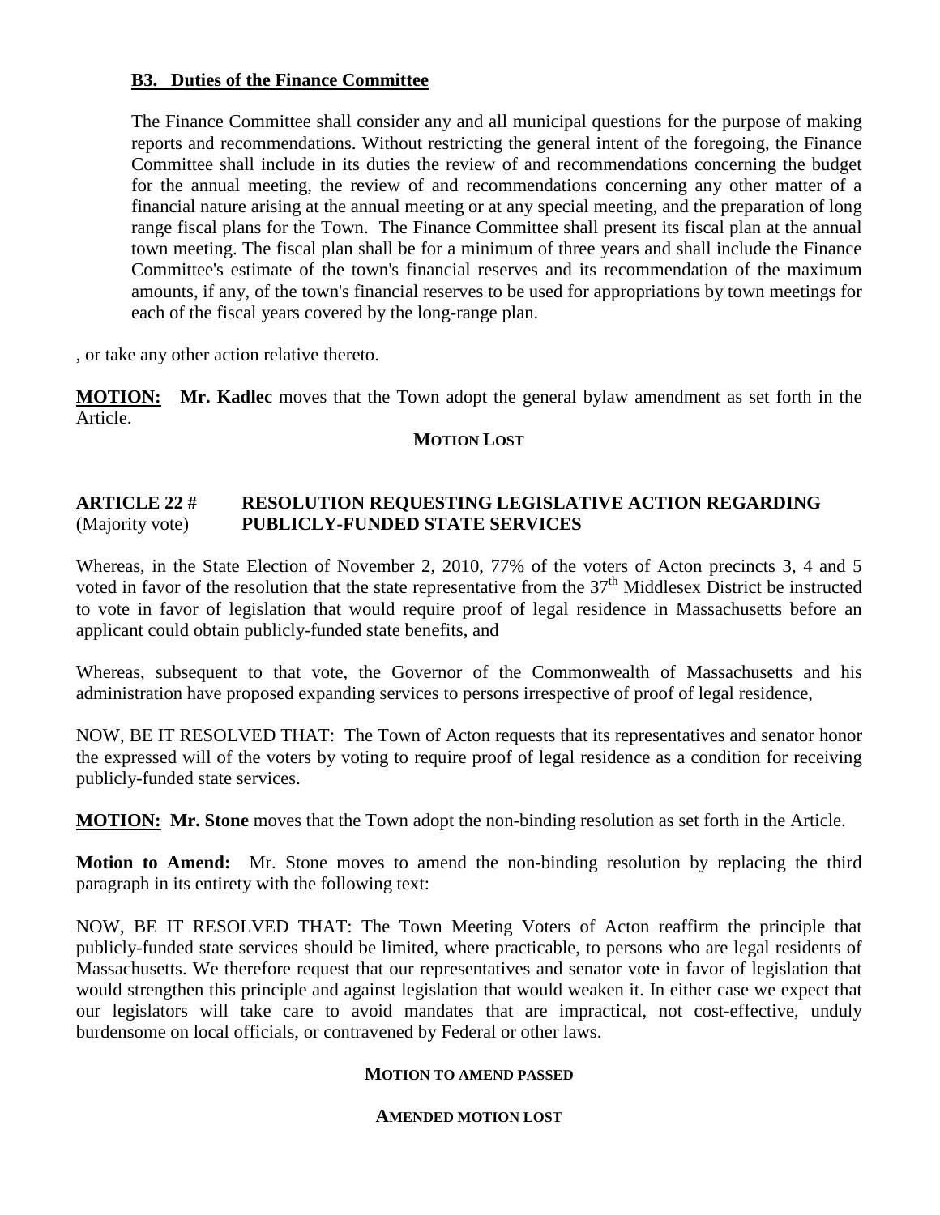**B3. Duties of the Finance Committee**

> The Finance Committee shall consider any and all municipal questions for the purpose of making reports and recommendations. Without restricting the general intent of the foregoing, the Finance Committee shall include in its duties the review of and recommendations concerning the budget for the annual meeting, the review of and recommendations concerning any other matter of a financial nature arising at the annual meeting or at any special meeting, and the preparation of long range fiscal plans for the Town. The Finance Committee shall present its fiscal plan at the annual town meeting. The fiscal plan shall be for a minimum of three years and shall include the Finance Committee's estimate of the town's financial reserves and its recommendation of the maximum amounts, if any, of the town's financial reserves to be used for appropriations by town meetings for each of the fiscal years covered by the long-range plan.

, or take any other action relative thereto.

**MOTION:** **Mr. Kadlec** moves that the Town adopt the general bylaw amendment as set forth in the Article.

**MOTION LOST**

**ARTICLE 22 #** (Majority vote) **RESOLUTION REQUESTING LEGISLATIVE ACTION REGARDING PUBLICLY-FUNDED STATE SERVICES**

Whereas, in the State Election of November 2, 2010, 77% of the voters of Acton precincts 3, 4 and 5 voted in favor of the resolution that the state representative from the 37th Middlesex District be instructed to vote in favor of legislation that would require proof of legal residence in Massachusetts before an applicant could obtain publicly-funded state benefits, and

Whereas, subsequent to that vote, the Governor of the Commonwealth of Massachusetts and his administration have proposed expanding services to persons irrespective of proof of legal residence,

NOW, BE IT RESOLVED THAT: The Town of Acton requests that its representatives and senator honor the expressed will of the voters by voting to require proof of legal residence as a condition for receiving publicly-funded state services.

**MOTION:** **Mr. Stone** moves that the Town adopt the non-binding resolution as set forth in the Article.

**Motion to Amend:** Mr. Stone moves to amend the non-binding resolution by replacing the third paragraph in its entirety with the following text:

NOW, BE IT RESOLVED THAT: The Town Meeting Voters of Acton reaffirm the principle that publicly-funded state services should be limited, where practicable, to persons who are legal residents of Massachusetts. We therefore request that our representatives and senator vote in favor of legislation that would strengthen this principle and against legislation that would weaken it. In either case we expect that our legislators will take care to avoid mandates that are impractical, not cost-effective, unduly burdensome on local officials, or contravened by Federal or other laws.

**MOTION TO AMEND PASSED**

**AMENDED MOTION LOST**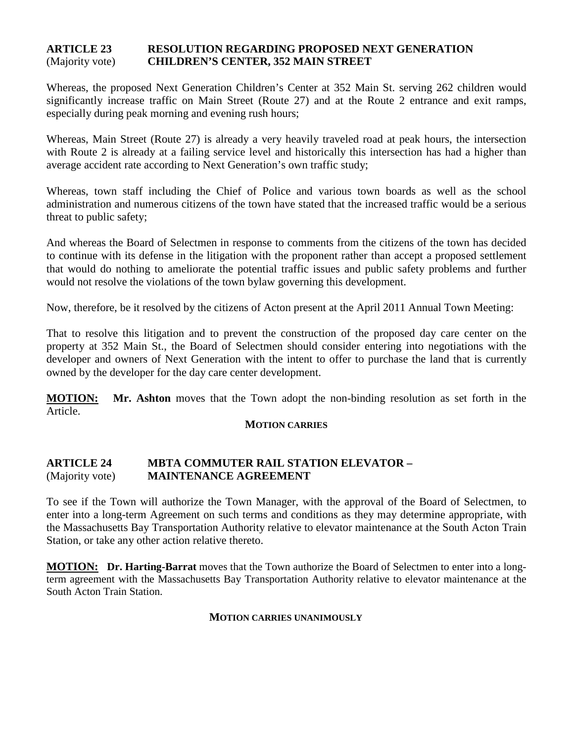## ARTICLE 23 (Majority vote) RESOLUTION REGARDING PROPOSED NEXT GENERATION CHILDREN'S CENTER, 352 MAIN STREET

Whereas, the proposed Next Generation Children's Center at 352 Main St. serving 262 children would significantly increase traffic on Main Street (Route 27) and at the Route 2 entrance and exit ramps, especially during peak morning and evening rush hours;

Whereas, Main Street (Route 27) is already a very heavily traveled road at peak hours, the intersection with Route 2 is already at a failing service level and historically this intersection has had a higher than average accident rate according to Next Generation's own traffic study;

Whereas, town staff including the Chief of Police and various town boards as well as the school administration and numerous citizens of the town have stated that the increased traffic would be a serious threat to public safety;

And whereas the Board of Selectmen in response to comments from the citizens of the town has decided to continue with its defense in the litigation with the proponent rather than accept a proposed settlement that would do nothing to ameliorate the potential traffic issues and public safety problems and further would not resolve the violations of the town bylaw governing this development.

Now, therefore, be it resolved by the citizens of Acton present at the April 2011 Annual Town Meeting:

That to resolve this litigation and to prevent the construction of the proposed day care center on the property at 352 Main St., the Board of Selectmen should consider entering into negotiations with the developer and owners of Next Generation with the intent to offer to purchase the land that is currently owned by the developer for the day care center development.

**MOTION:** **Mr. Ashton** moves that the Town adopt the non-binding resolution as set forth in the Article.

**MOTION CARRIES**

## ARTICLE 24 (Majority vote) MBTA COMMUTER RAIL STATION ELEVATOR – MAINTENANCE AGREEMENT

To see if the Town will authorize the Town Manager, with the approval of the Board of Selectmen, to enter into a long-term Agreement on such terms and conditions as they may determine appropriate, with the Massachusetts Bay Transportation Authority relative to elevator maintenance at the South Acton Train Station, or take any other action relative thereto.

**MOTION:** **Dr. Harting-Barrat** moves that the Town authorize the Board of Selectmen to enter into a long-term agreement with the Massachusetts Bay Transportation Authority relative to elevator maintenance at the South Acton Train Station.

**MOTION CARRIES UNANIMOUSLY**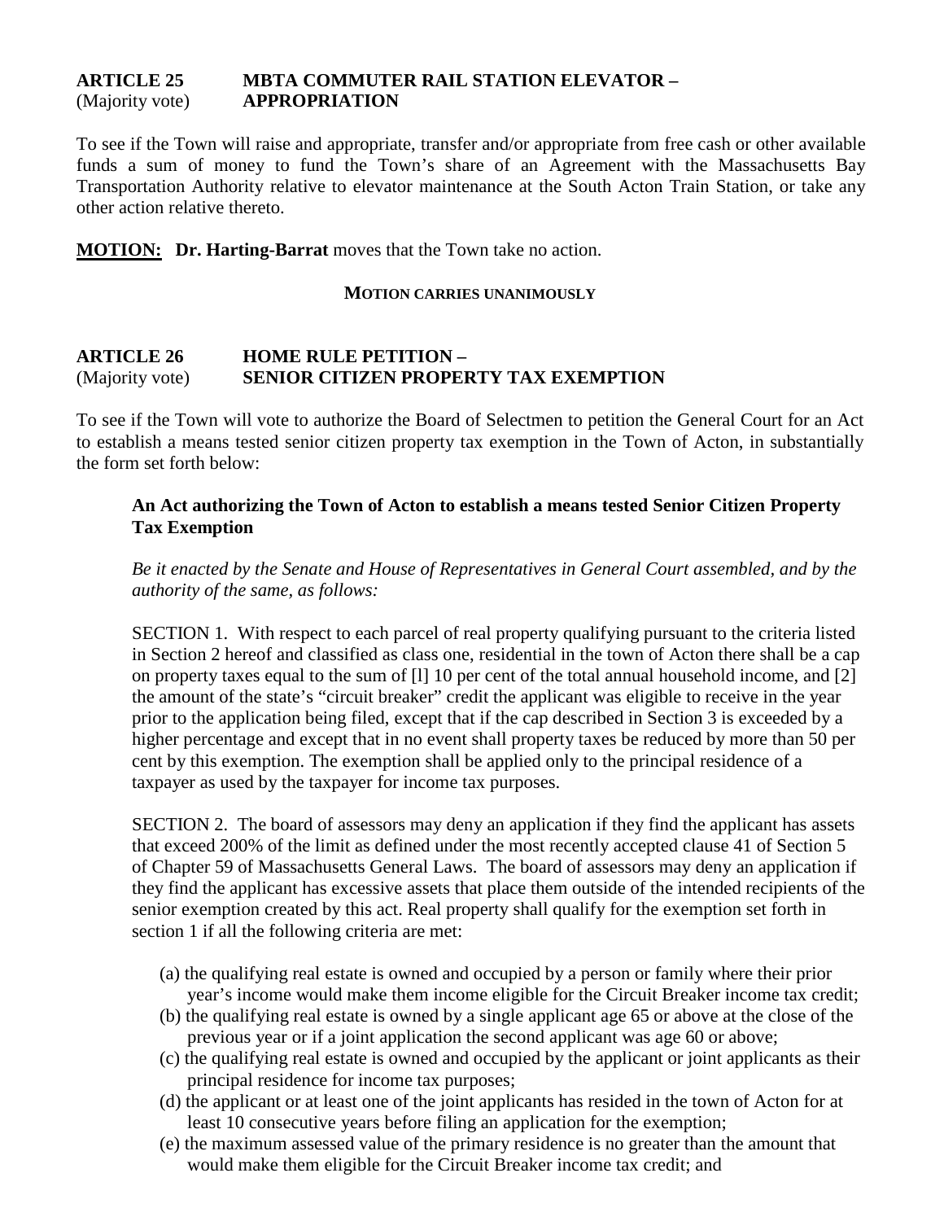**ARTICLE 25** (Majority vote) **MBTA COMMUTER RAIL STATION ELEVATOR – APPROPRIATION**

To see if the Town will raise and appropriate, transfer and/or appropriate from free cash or other available funds a sum of money to fund the Town's share of an Agreement with the Massachusetts Bay Transportation Authority relative to elevator maintenance at the South Acton Train Station, or take any other action relative thereto.

**MOTION:** **Dr. Harting-Barrat** moves that the Town take no action.

**MOTION CARRIES UNANIMOUSLY**

**ARTICLE 26** (Majority vote) **HOME RULE PETITION – SENIOR CITIZEN PROPERTY TAX EXEMPTION**

To see if the Town will vote to authorize the Board of Selectmen to petition the General Court for an Act to establish a means tested senior citizen property tax exemption in the Town of Acton, in substantially the form set forth below:

> **An Act authorizing the Town of Acton to establish a means tested Senior Citizen Property Tax Exemption**
>
> *Be it enacted by the Senate and House of Representatives in General Court assembled, and by the authority of the same, as follows:*
>
> SECTION 1. With respect to each parcel of real property qualifying pursuant to the criteria listed in Section 2 hereof and classified as class one, residential in the town of Acton there shall be a cap on property taxes equal to the sum of [l] 10 per cent of the total annual household income, and [2] the amount of the state's "circuit breaker" credit the applicant was eligible to receive in the year prior to the application being filed, except that if the cap described in Section 3 is exceeded by a higher percentage and except that in no event shall property taxes be reduced by more than 50 per cent by this exemption. The exemption shall be applied only to the principal residence of a taxpayer as used by the taxpayer for income tax purposes.
>
> SECTION 2. The board of assessors may deny an application if they find the applicant has assets that exceed 200% of the limit as defined under the most recently accepted clause 41 of Section 5 of Chapter 59 of Massachusetts General Laws. The board of assessors may deny an application if they find the applicant has excessive assets that place them outside of the intended recipients of the senior exemption created by this act. Real property shall qualify for the exemption set forth in section 1 if all the following criteria are met:
>
> (a) the qualifying real estate is owned and occupied by a person or family where their prior year's income would make them income eligible for the Circuit Breaker income tax credit;
> (b) the qualifying real estate is owned by a single applicant age 65 or above at the close of the previous year or if a joint application the second applicant was age 60 or above;
> (c) the qualifying real estate is owned and occupied by the applicant or joint applicants as their principal residence for income tax purposes;
> (d) the applicant or at least one of the joint applicants has resided in the town of Acton for at least 10 consecutive years before filing an application for the exemption;
> (e) the maximum assessed value of the primary residence is no greater than the amount that would make them eligible for the Circuit Breaker income tax credit; and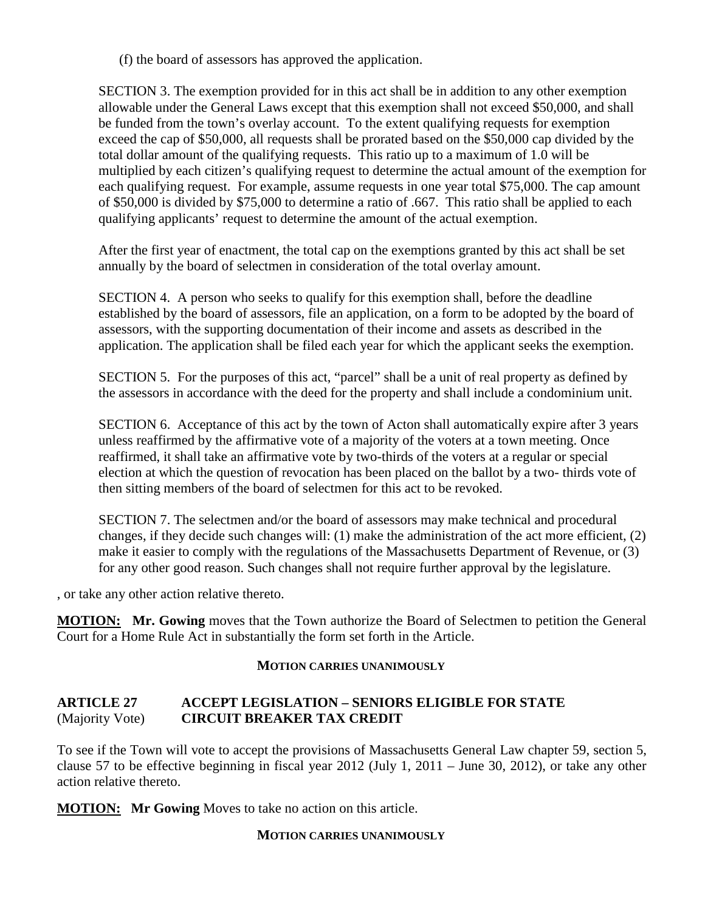(f) the board of assessors has approved the application.

SECTION 3. The exemption provided for in this act shall be in addition to any other exemption allowable under the General Laws except that this exemption shall not exceed $50,000, and shall be funded from the town's overlay account. To the extent qualifying requests for exemption exceed the cap of $50,000, all requests shall be prorated based on the $50,000 cap divided by the total dollar amount of the qualifying requests. This ratio up to a maximum of 1.0 will be multiplied by each citizen's qualifying request to determine the actual amount of the exemption for each qualifying request. For example, assume requests in one year total $75,000. The cap amount of $50,000 is divided by $75,000 to determine a ratio of .667. This ratio shall be applied to each qualifying applicants' request to determine the amount of the actual exemption.

After the first year of enactment, the total cap on the exemptions granted by this act shall be set annually by the board of selectmen in consideration of the total overlay amount.

SECTION 4. A person who seeks to qualify for this exemption shall, before the deadline established by the board of assessors, file an application, on a form to be adopted by the board of assessors, with the supporting documentation of their income and assets as described in the application. The application shall be filed each year for which the applicant seeks the exemption.

SECTION 5. For the purposes of this act, "parcel" shall be a unit of real property as defined by the assessors in accordance with the deed for the property and shall include a condominium unit.

SECTION 6. Acceptance of this act by the town of Acton shall automatically expire after 3 years unless reaffirmed by the affirmative vote of a majority of the voters at a town meeting. Once reaffirmed, it shall take an affirmative vote by two-thirds of the voters at a regular or special election at which the question of revocation has been placed on the ballot by a two- thirds vote of then sitting members of the board of selectmen for this act to be revoked.

SECTION 7. The selectmen and/or the board of assessors may make technical and procedural changes, if they decide such changes will: (1) make the administration of the act more efficient, (2) make it easier to comply with the regulations of the Massachusetts Department of Revenue, or (3) for any other good reason. Such changes shall not require further approval by the legislature.

, or take any other action relative thereto.

**MOTION:** **Mr. Gowing** moves that the Town authorize the Board of Selectmen to petition the General Court for a Home Rule Act in substantially the form set forth in the Article.

**MOTION CARRIES UNANIMOUSLY**

**ARTICLE 27** (Majority Vote) **ACCEPT LEGISLATION – SENIORS ELIGIBLE FOR STATE CIRCUIT BREAKER TAX CREDIT**

To see if the Town will vote to accept the provisions of Massachusetts General Law chapter 59, section 5, clause 57 to be effective beginning in fiscal year 2012 (July 1, 2011 – June 30, 2012), or take any other action relative thereto.

**MOTION:** **Mr Gowing** Moves to take no action on this article.

**MOTION CARRIES UNANIMOUSLY**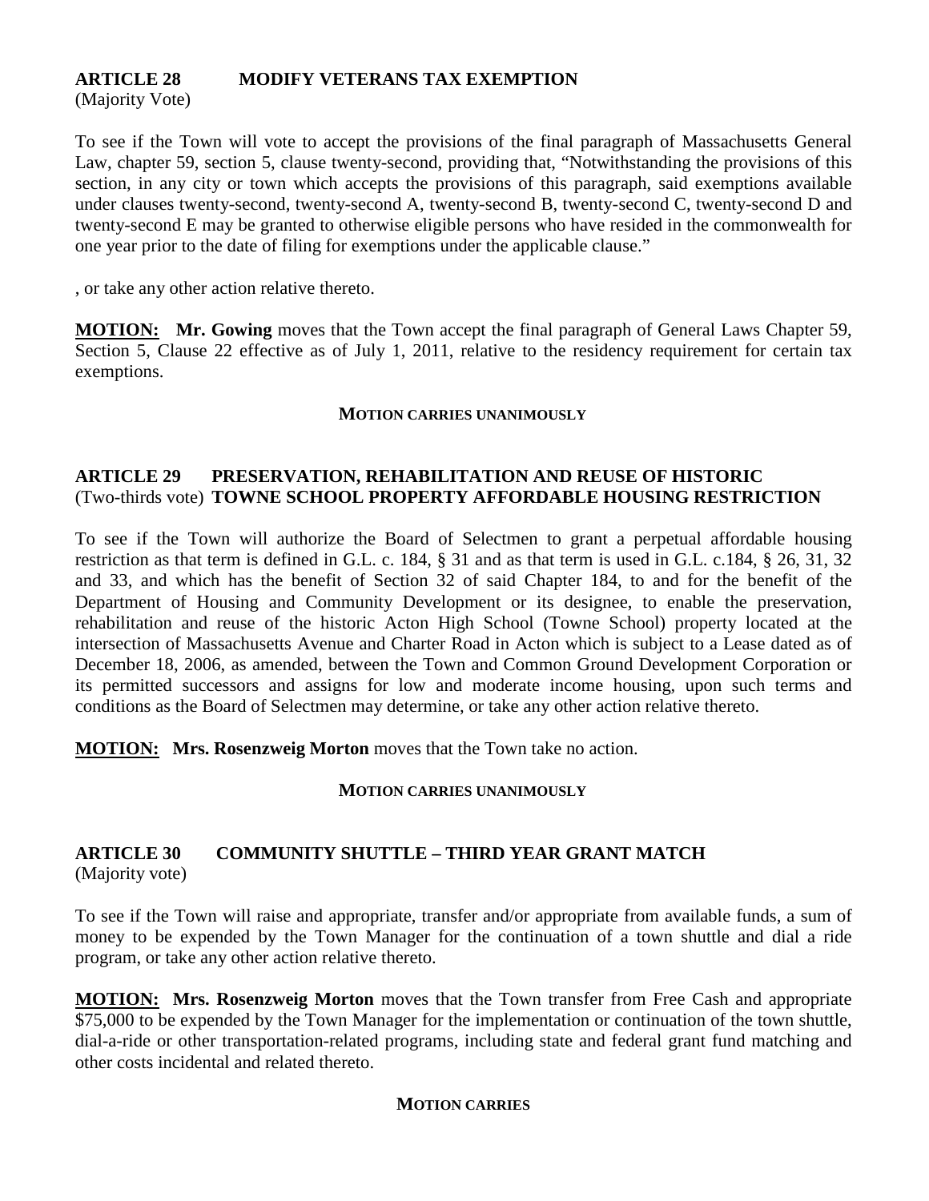## ARTICLE 28 MODIFY VETERANS TAX EXEMPTION
(Majority Vote)

To see if the Town will vote to accept the provisions of the final paragraph of Massachusetts General Law, chapter 59, section 5, clause twenty-second, providing that, "Notwithstanding the provisions of this section, in any city or town which accepts the provisions of this paragraph, said exemptions available under clauses twenty-second, twenty-second A, twenty-second B, twenty-second C, twenty-second D and twenty-second E may be granted to otherwise eligible persons who have resided in the commonwealth for one year prior to the date of filing for exemptions under the applicable clause."

, or take any other action relative thereto.

**MOTION:** **Mr. Gowing** moves that the Town accept the final paragraph of General Laws Chapter 59, Section 5, Clause 22 effective as of July 1, 2011, relative to the residency requirement for certain tax exemptions.

**MOTION CARRIES UNANIMOUSLY**

## ARTICLE 29 PRESERVATION, REHABILITATION AND REUSE OF HISTORIC TOWNE SCHOOL PROPERTY AFFORDABLE HOUSING RESTRICTION
(Two-thirds vote)

To see if the Town will authorize the Board of Selectmen to grant a perpetual affordable housing restriction as that term is defined in G.L. c. 184, § 31 and as that term is used in G.L. c.184, § 26, 31, 32 and 33, and which has the benefit of Section 32 of said Chapter 184, to and for the benefit of the Department of Housing and Community Development or its designee, to enable the preservation, rehabilitation and reuse of the historic Acton High School (Towne School) property located at the intersection of Massachusetts Avenue and Charter Road in Acton which is subject to a Lease dated as of December 18, 2006, as amended, between the Town and Common Ground Development Corporation or its permitted successors and assigns for low and moderate income housing, upon such terms and conditions as the Board of Selectmen may determine, or take any other action relative thereto.

**MOTION:** **Mrs. Rosenzweig Morton** moves that the Town take no action.

**MOTION CARRIES UNANIMOUSLY**

## ARTICLE 30 COMMUNITY SHUTTLE – THIRD YEAR GRANT MATCH
(Majority vote)

To see if the Town will raise and appropriate, transfer and/or appropriate from available funds, a sum of money to be expended by the Town Manager for the continuation of a town shuttle and dial a ride program, or take any other action relative thereto.

**MOTION:** **Mrs. Rosenzweig Morton** moves that the Town transfer from Free Cash and appropriate $75,000 to be expended by the Town Manager for the implementation or continuation of the town shuttle, dial-a-ride or other transportation-related programs, including state and federal grant fund matching and other costs incidental and related thereto.

**MOTION CARRIES**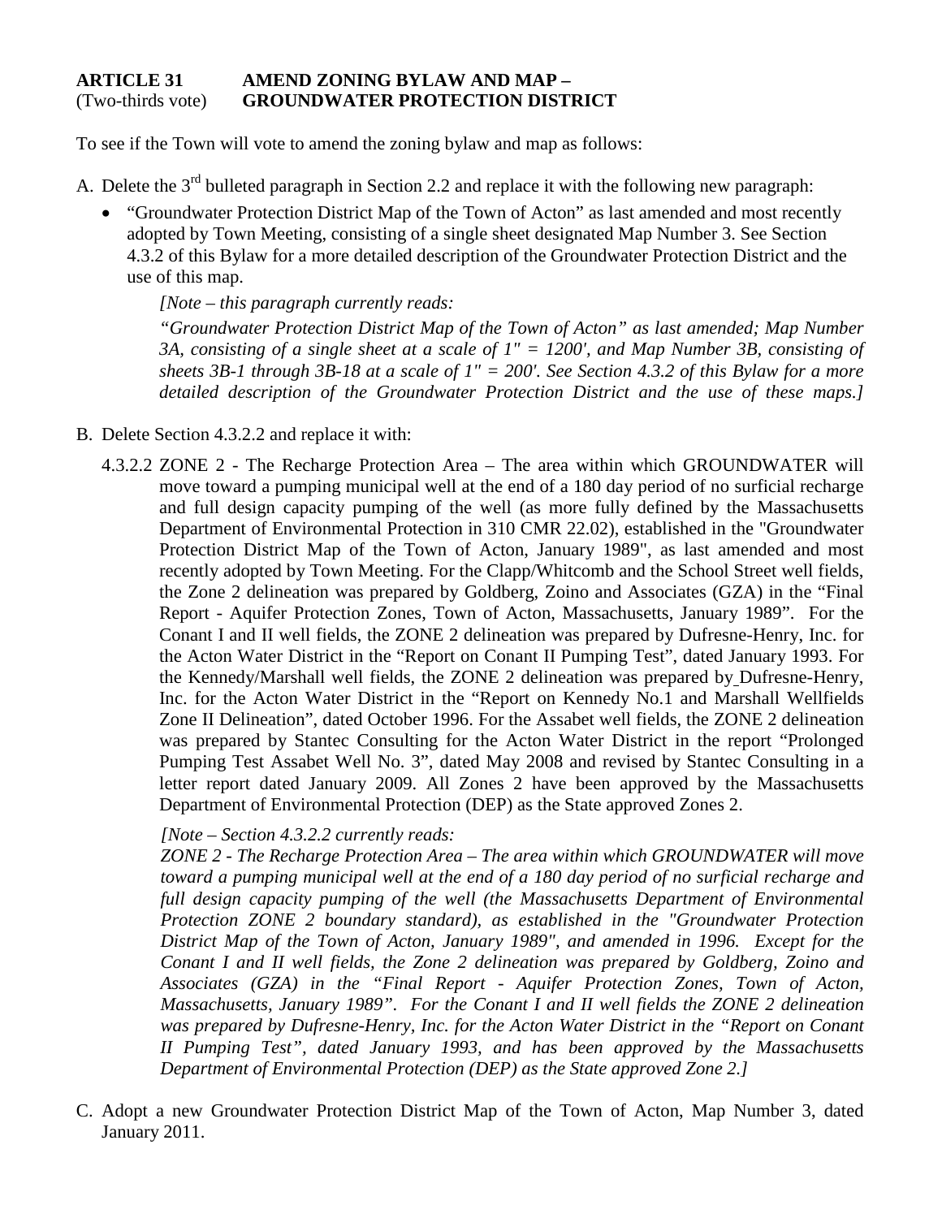**ARTICLE 31** **AMEND ZONING BYLAW AND MAP –**
(Two-thirds vote) **GROUNDWATER PROTECTION DISTRICT**

To see if the Town will vote to amend the zoning bylaw and map as follows:

A. Delete the 3rd bulleted paragraph in Section 2.2 and replace it with the following new paragraph:

   - "Groundwater Protection District Map of the Town of Acton" as last amended and most recently adopted by Town Meeting, consisting of a single sheet designated Map Number 3. See Section 4.3.2 of this Bylaw for a more detailed description of the Groundwater Protection District and the use of this map.

     *[Note – this paragraph currently reads:*

     *"Groundwater Protection District Map of the Town of Acton" as last amended; Map Number 3A, consisting of a single sheet at a scale of 1" = 1200', and Map Number 3B, consisting of sheets 3B-1 through 3B-18 at a scale of 1" = 200'. See Section 4.3.2 of this Bylaw for a more detailed description of the Groundwater Protection District and the use of these maps.]*

B. Delete Section 4.3.2.2 and replace it with:

   4.3.2.2 ZONE 2 - The Recharge Protection Area – The area within which GROUNDWATER will move toward a pumping municipal well at the end of a 180 day period of no surficial recharge and full design capacity pumping of the well (as more fully defined by the Massachusetts Department of Environmental Protection in 310 CMR 22.02), established in the "Groundwater Protection District Map of the Town of Acton, January 1989", as last amended and most recently adopted by Town Meeting. For the Clapp/Whitcomb and the School Street well fields, the Zone 2 delineation was prepared by Goldberg, Zoino and Associates (GZA) in the "Final Report - Aquifer Protection Zones, Town of Acton, Massachusetts, January 1989". For the Conant I and II well fields, the ZONE 2 delineation was prepared by Dufresne-Henry, Inc. for the Acton Water District in the "Report on Conant II Pumping Test", dated January 1993. For the Kennedy/Marshall well fields, the ZONE 2 delineation was prepared by Dufresne-Henry, Inc. for the Acton Water District in the "Report on Kennedy No.1 and Marshall Wellfields Zone II Delineation", dated October 1996. For the Assabet well fields, the ZONE 2 delineation was prepared by Stantec Consulting for the Acton Water District in the report "Prolonged Pumping Test Assabet Well No. 3", dated May 2008 and revised by Stantec Consulting in a letter report dated January 2009. All Zones 2 have been approved by the Massachusetts Department of Environmental Protection (DEP) as the State approved Zones 2.

   *[Note – Section 4.3.2.2 currently reads:*

   *ZONE 2 - The Recharge Protection Area – The area within which GROUNDWATER will move toward a pumping municipal well at the end of a 180 day period of no surficial recharge and full design capacity pumping of the well (the Massachusetts Department of Environmental Protection ZONE 2 boundary standard), as established in the "Groundwater Protection District Map of the Town of Acton, January 1989", and amended in 1996. Except for the Conant I and II well fields, the Zone 2 delineation was prepared by Goldberg, Zoino and Associates (GZA) in the "Final Report - Aquifer Protection Zones, Town of Acton, Massachusetts, January 1989". For the Conant I and II well fields the ZONE 2 delineation was prepared by Dufresne-Henry, Inc. for the Acton Water District in the "Report on Conant II Pumping Test", dated January 1993, and has been approved by the Massachusetts Department of Environmental Protection (DEP) as the State approved Zone 2.]*

C. Adopt a new Groundwater Protection District Map of the Town of Acton, Map Number 3, dated January 2011.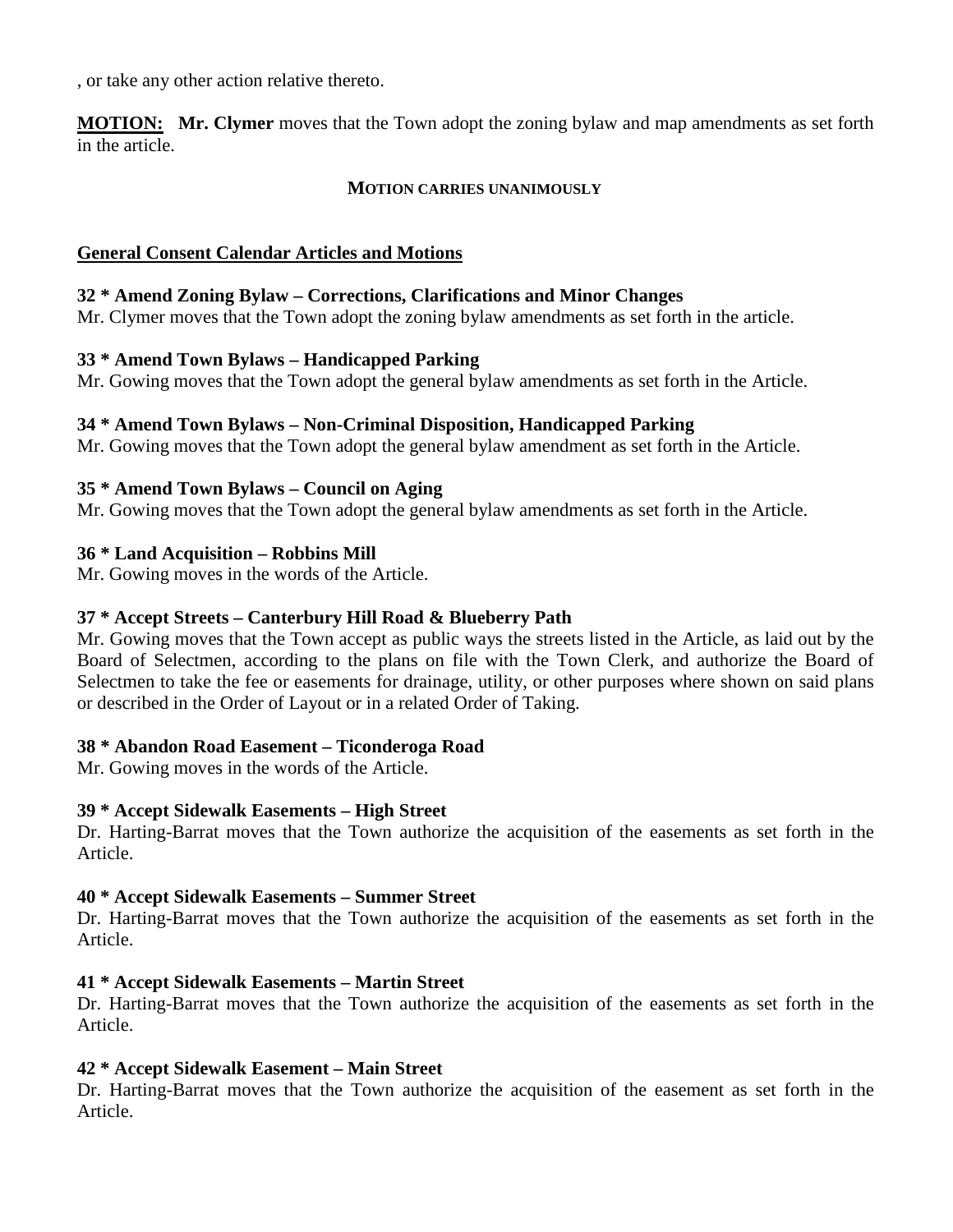, or take any other action relative thereto.

**MOTION:** **Mr. Clymer** moves that the Town adopt the zoning bylaw and map amendments as set forth in the article.

**MOTION CARRIES UNANIMOUSLY**

## General Consent Calendar Articles and Motions

**32 * Amend Zoning Bylaw – Corrections, Clarifications and Minor Changes**
Mr. Clymer moves that the Town adopt the zoning bylaw amendments as set forth in the article.

**33 * Amend Town Bylaws – Handicapped Parking**
Mr. Gowing moves that the Town adopt the general bylaw amendments as set forth in the Article.

**34 * Amend Town Bylaws – Non-Criminal Disposition, Handicapped Parking**
Mr. Gowing moves that the Town adopt the general bylaw amendment as set forth in the Article.

**35 * Amend Town Bylaws – Council on Aging**
Mr. Gowing moves that the Town adopt the general bylaw amendments as set forth in the Article.

**36 * Land Acquisition – Robbins Mill**
Mr. Gowing moves in the words of the Article.

**37 * Accept Streets – Canterbury Hill Road & Blueberry Path**
Mr. Gowing moves that the Town accept as public ways the streets listed in the Article, as laid out by the Board of Selectmen, according to the plans on file with the Town Clerk, and authorize the Board of Selectmen to take the fee or easements for drainage, utility, or other purposes where shown on said plans or described in the Order of Layout or in a related Order of Taking.

**38 * Abandon Road Easement – Ticonderoga Road**
Mr. Gowing moves in the words of the Article.

**39 * Accept Sidewalk Easements – High Street**
Dr. Harting-Barrat moves that the Town authorize the acquisition of the easements as set forth in the Article.

**40 * Accept Sidewalk Easements – Summer Street**
Dr. Harting-Barrat moves that the Town authorize the acquisition of the easements as set forth in the Article.

**41 * Accept Sidewalk Easements – Martin Street**
Dr. Harting-Barrat moves that the Town authorize the acquisition of the easements as set forth in the Article.

**42 * Accept Sidewalk Easement – Main Street**
Dr. Harting-Barrat moves that the Town authorize the acquisition of the easement as set forth in the Article.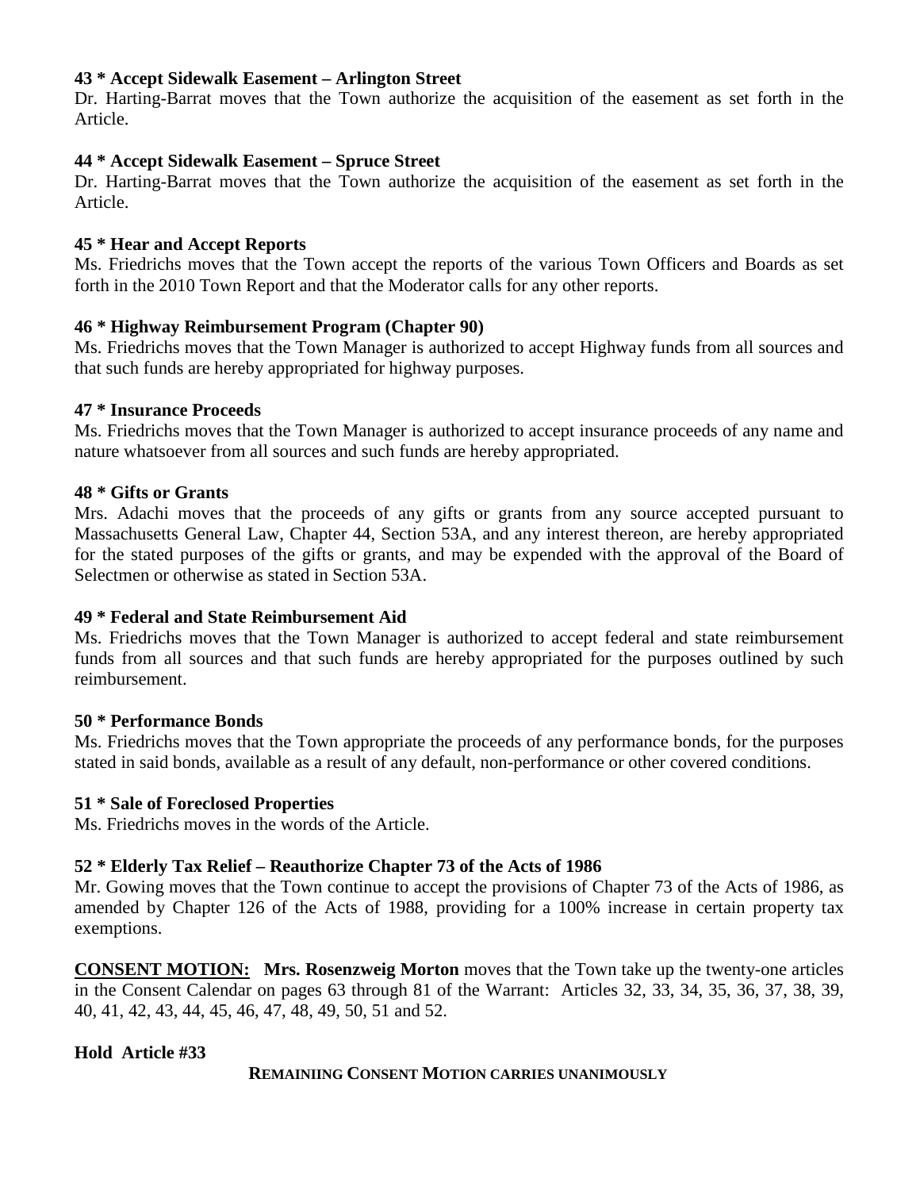**43 * Accept Sidewalk Easement – Arlington Street**

Dr. Harting-Barrat moves that the Town authorize the acquisition of the easement as set forth in the Article.

**44 * Accept Sidewalk Easement – Spruce Street**

Dr. Harting-Barrat moves that the Town authorize the acquisition of the easement as set forth in the Article.

**45 * Hear and Accept Reports**

Ms. Friedrichs moves that the Town accept the reports of the various Town Officers and Boards as set forth in the 2010 Town Report and that the Moderator calls for any other reports.

**46 * Highway Reimbursement Program (Chapter 90)**

Ms. Friedrichs moves that the Town Manager is authorized to accept Highway funds from all sources and that such funds are hereby appropriated for highway purposes.

**47 * Insurance Proceeds**

Ms. Friedrichs moves that the Town Manager is authorized to accept insurance proceeds of any name and nature whatsoever from all sources and such funds are hereby appropriated.

**48 * Gifts or Grants**

Mrs. Adachi moves that the proceeds of any gifts or grants from any source accepted pursuant to Massachusetts General Law, Chapter 44, Section 53A, and any interest thereon, are hereby appropriated for the stated purposes of the gifts or grants, and may be expended with the approval of the Board of Selectmen or otherwise as stated in Section 53A.

**49 * Federal and State Reimbursement Aid**

Ms. Friedrichs moves that the Town Manager is authorized to accept federal and state reimbursement funds from all sources and that such funds are hereby appropriated for the purposes outlined by such reimbursement.

**50 * Performance Bonds**

Ms. Friedrichs moves that the Town appropriate the proceeds of any performance bonds, for the purposes stated in said bonds, available as a result of any default, non-performance or other covered conditions.

**51 * Sale of Foreclosed Properties**

Ms. Friedrichs moves in the words of the Article.

**52 * Elderly Tax Relief – Reauthorize Chapter 73 of the Acts of 1986**

Mr. Gowing moves that the Town continue to accept the provisions of Chapter 73 of the Acts of 1986, as amended by Chapter 126 of the Acts of 1988, providing for a 100% increase in certain property tax exemptions.

**CONSENT MOTION:** **Mrs. Rosenzweig Morton** moves that the Town take up the twenty-one articles in the Consent Calendar on pages 63 through 81 of the Warrant: Articles 32, 33, 34, 35, 36, 37, 38, 39, 40, 41, 42, 43, 44, 45, 46, 47, 48, 49, 50, 51 and 52.

**Hold Article #33**

**REMAINIING CONSENT MOTION CARRIES UNANIMOUSLY**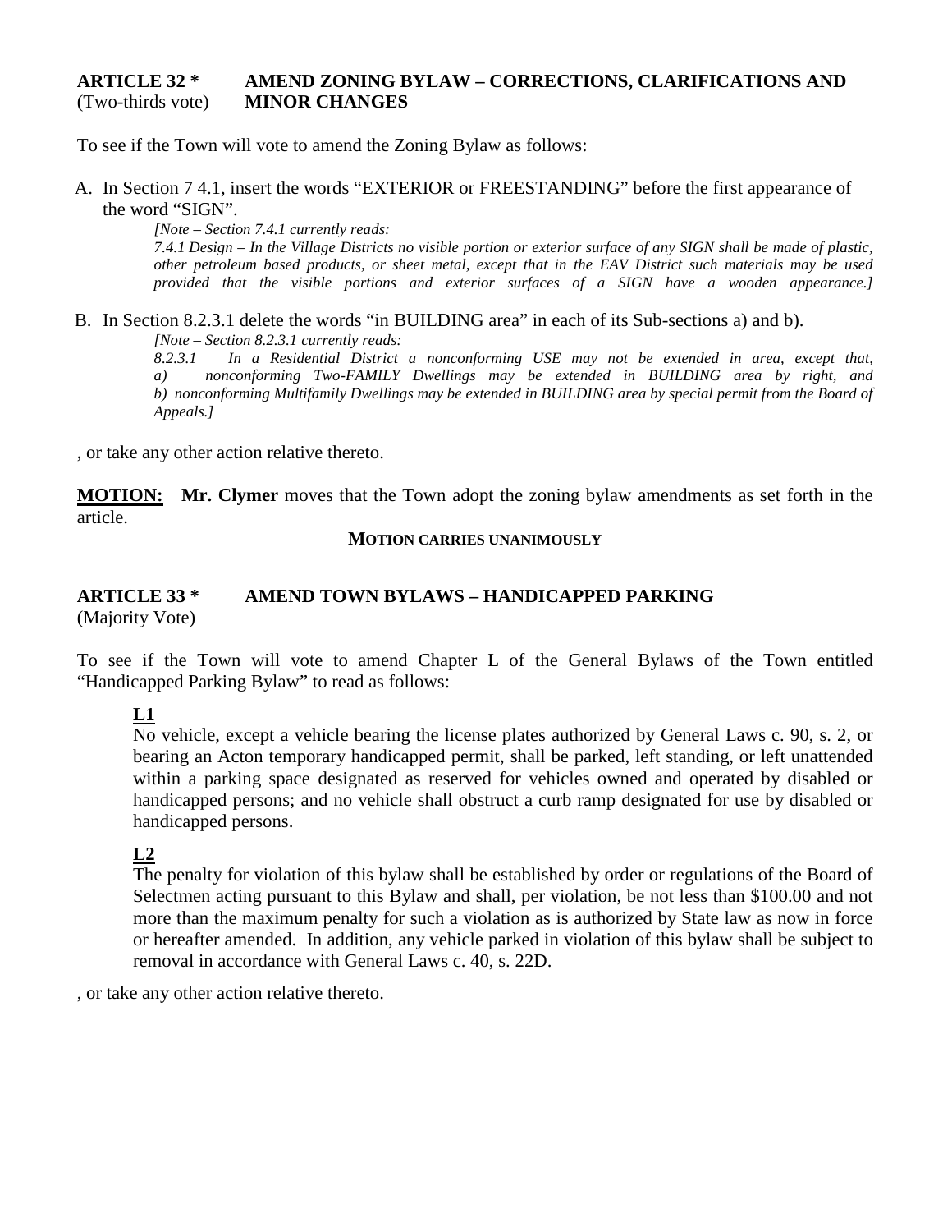**ARTICLE 32 *** **AMEND ZONING BYLAW – CORRECTIONS, CLARIFICATIONS AND MINOR CHANGES**
(Two-thirds vote)

To see if the Town will vote to amend the Zoning Bylaw as follows:

A. In Section 7 4.1, insert the words "EXTERIOR or FREESTANDING" before the first appearance of the word "SIGN".

   *[Note – Section 7.4.1 currently reads:*
   *7.4.1 Design – In the Village Districts no visible portion or exterior surface of any SIGN shall be made of plastic, other petroleum based products, or sheet metal, except that in the EAV District such materials may be used provided that the visible portions and exterior surfaces of a SIGN have a wooden appearance.]*

B. In Section 8.2.3.1 delete the words "in BUILDING area" in each of its Sub-sections a) and b).

   *[Note – Section 8.2.3.1 currently reads:*
   *8.2.3.1 In a Residential District a nonconforming USE may not be extended in area, except that, a) nonconforming Two-FAMILY Dwellings may be extended in BUILDING area by right, and b) nonconforming Multifamily Dwellings may be extended in BUILDING area by special permit from the Board of Appeals.]*

, or take any other action relative thereto.

**MOTION:** **Mr. Clymer** moves that the Town adopt the zoning bylaw amendments as set forth in the article.

**MOTION CARRIES UNANIMOUSLY**

**ARTICLE 33 *** **AMEND TOWN BYLAWS – HANDICAPPED PARKING**
(Majority Vote)

To see if the Town will vote to amend Chapter L of the General Bylaws of the Town entitled "Handicapped Parking Bylaw" to read as follows:

**L1**
No vehicle, except a vehicle bearing the license plates authorized by General Laws c. 90, s. 2, or bearing an Acton temporary handicapped permit, shall be parked, left standing, or left unattended within a parking space designated as reserved for vehicles owned and operated by disabled or handicapped persons; and no vehicle shall obstruct a curb ramp designated for use by disabled or handicapped persons.

**L2**
The penalty for violation of this bylaw shall be established by order or regulations of the Board of Selectmen acting pursuant to this Bylaw and shall, per violation, be not less than $100.00 and not more than the maximum penalty for such a violation as is authorized by State law as now in force or hereafter amended. In addition, any vehicle parked in violation of this bylaw shall be subject to removal in accordance with General Laws c. 40, s. 22D.

, or take any other action relative thereto.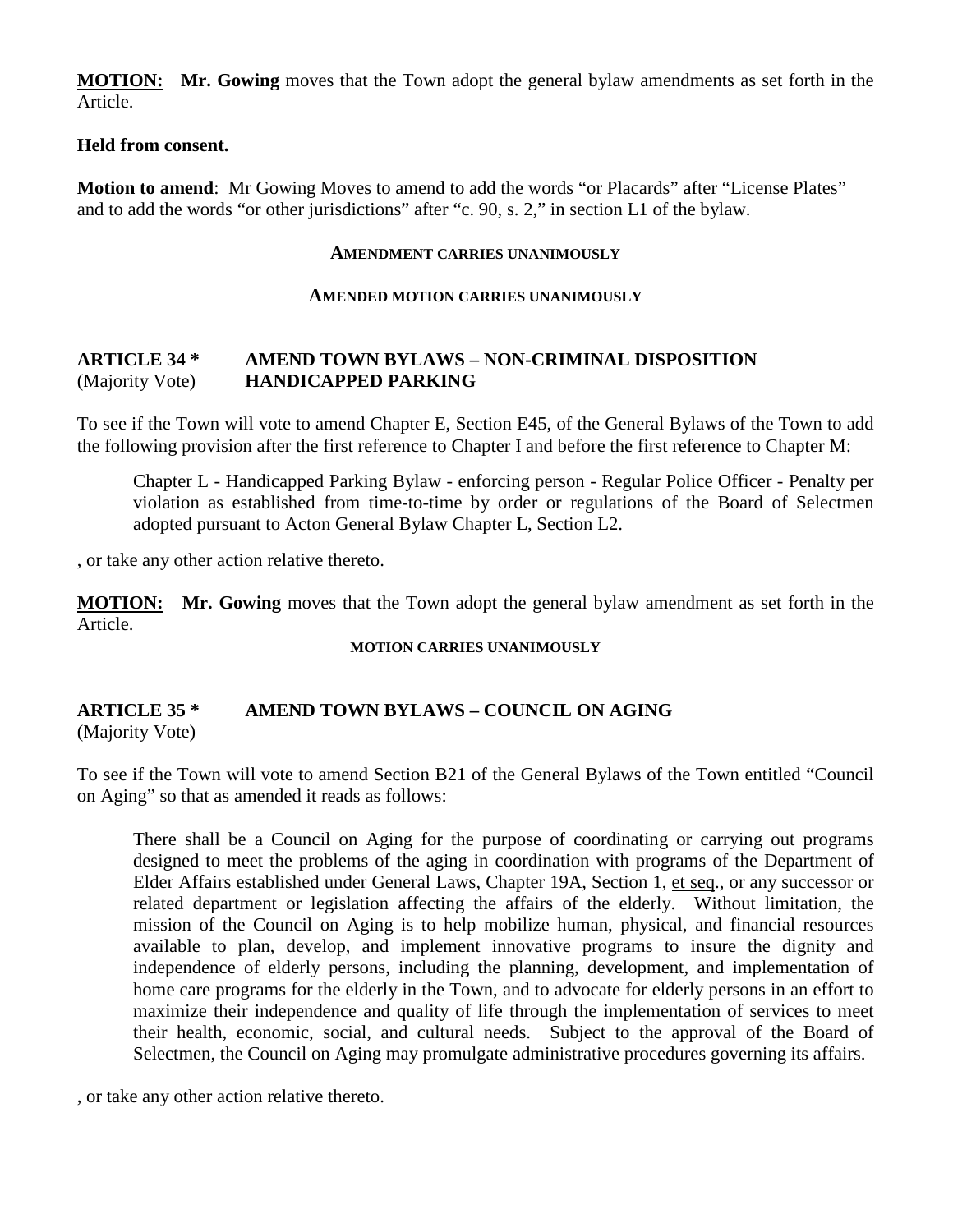**MOTION:** **Mr. Gowing** moves that the Town adopt the general bylaw amendments as set forth in the Article.

**Held from consent.**

**Motion to amend**: Mr Gowing Moves to amend to add the words "or Placards" after "License Plates" and to add the words "or other jurisdictions" after "c. 90, s. 2," in section L1 of the bylaw.

**AMENDMENT CARRIES UNANIMOUSLY**

**AMENDED MOTION CARRIES UNANIMOUSLY**

## ARTICLE 34 * AMEND TOWN BYLAWS – NON-CRIMINAL DISPOSITION HANDICAPPED PARKING

(Majority Vote)

To see if the Town will vote to amend Chapter E, Section E45, of the General Bylaws of the Town to add the following provision after the first reference to Chapter I and before the first reference to Chapter M:

> Chapter L - Handicapped Parking Bylaw - enforcing person - Regular Police Officer - Penalty per violation as established from time-to-time by order or regulations of the Board of Selectmen adopted pursuant to Acton General Bylaw Chapter L, Section L2.

, or take any other action relative thereto.

**MOTION:** **Mr. Gowing** moves that the Town adopt the general bylaw amendment as set forth in the Article.

**MOTION CARRIES UNANIMOUSLY**

## ARTICLE 35 * AMEND TOWN BYLAWS – COUNCIL ON AGING

(Majority Vote)

To see if the Town will vote to amend Section B21 of the General Bylaws of the Town entitled "Council on Aging" so that as amended it reads as follows:

> There shall be a Council on Aging for the purpose of coordinating or carrying out programs designed to meet the problems of the aging in coordination with programs of the Department of Elder Affairs established under General Laws, Chapter 19A, Section 1, et seq., or any successor or related department or legislation affecting the affairs of the elderly. Without limitation, the mission of the Council on Aging is to help mobilize human, physical, and financial resources available to plan, develop, and implement innovative programs to insure the dignity and independence of elderly persons, including the planning, development, and implementation of home care programs for the elderly in the Town, and to advocate for elderly persons in an effort to maximize their independence and quality of life through the implementation of services to meet their health, economic, social, and cultural needs. Subject to the approval of the Board of Selectmen, the Council on Aging may promulgate administrative procedures governing its affairs.

, or take any other action relative thereto.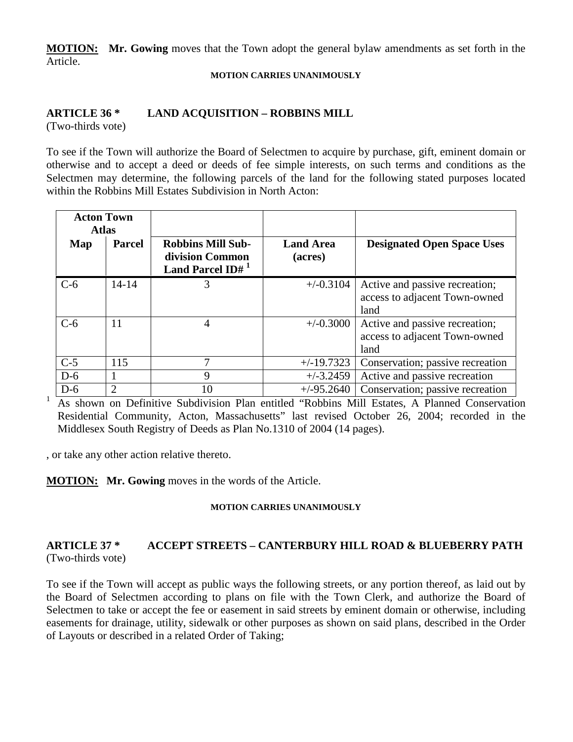**MOTION:** **Mr. Gowing** moves that the Town adopt the general bylaw amendments as set forth in the Article.

**MOTION CARRIES UNANIMOUSLY**

## ARTICLE 36 * LAND ACQUISITION – ROBBINS MILL

(Two-thirds vote)

To see if the Town will authorize the Board of Selectmen to acquire by purchase, gift, eminent domain or otherwise and to accept a deed or deeds of fee simple interests, on such terms and conditions as the Selectmen may determine, the following parcels of the land for the following stated purposes located within the Robbins Mill Estates Subdivision in North Acton:

| Acton Town Atlas | | | | |
|---|---|---|---|---|
| **Map** | **Parcel** | **Robbins Mill Sub-division Common Land Parcel ID#** [1] | **Land Area (acres)** | **Designated Open Space Uses** |
| C-6 | 14-14 | 3 | +/-0.3104 | Active and passive recreation; access to adjacent Town-owned land |
| C-6 | 11 | 4 | +/-0.3000 | Active and passive recreation; access to adjacent Town-owned land |
| C-5 | 115 | 7 | +/-19.7323 | Conservation; passive recreation |
| D-6 | 1 | 9 | +/-3.2459 | Active and passive recreation |
| D-6 | 2 | 10 | +/-95.2640 | Conservation; passive recreation |

[1] As shown on Definitive Subdivision Plan entitled "Robbins Mill Estates, A Planned Conservation Residential Community, Acton, Massachusetts" last revised October 26, 2004; recorded in the Middlesex South Registry of Deeds as Plan No.1310 of 2004 (14 pages).

, or take any other action relative thereto.

**MOTION:** **Mr. Gowing** moves in the words of the Article.

**MOTION CARRIES UNANIMOUSLY**

## ARTICLE 37 * ACCEPT STREETS – CANTERBURY HILL ROAD & BLUEBERRY PATH

(Two-thirds vote)

To see if the Town will accept as public ways the following streets, or any portion thereof, as laid out by the Board of Selectmen according to plans on file with the Town Clerk, and authorize the Board of Selectmen to take or accept the fee or easement in said streets by eminent domain or otherwise, including easements for drainage, utility, sidewalk or other purposes as shown on said plans, described in the Order of Layouts or described in a related Order of Taking;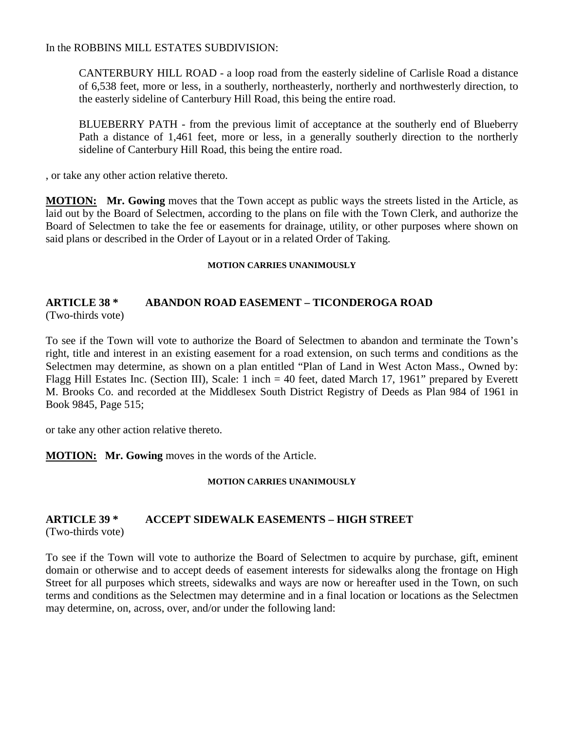In the ROBBINS MILL ESTATES SUBDIVISION:

> CANTERBURY HILL ROAD - a loop road from the easterly sideline of Carlisle Road a distance of 6,538 feet, more or less, in a southerly, northeasterly, northerly and northwesterly direction, to the easterly sideline of Canterbury Hill Road, this being the entire road.
>
> BLUEBERRY PATH - from the previous limit of acceptance at the southerly end of Blueberry Path a distance of 1,461 feet, more or less, in a generally southerly direction to the northerly sideline of Canterbury Hill Road, this being the entire road.

, or take any other action relative thereto.

**MOTION:** **Mr. Gowing** moves that the Town accept as public ways the streets listed in the Article, as laid out by the Board of Selectmen, according to the plans on file with the Town Clerk, and authorize the Board of Selectmen to take the fee or easements for drainage, utility, or other purposes where shown on said plans or described in the Order of Layout or in a related Order of Taking.

**MOTION CARRIES UNANIMOUSLY**

## ARTICLE 38 * ABANDON ROAD EASEMENT – TICONDEROGA ROAD
(Two-thirds vote)

To see if the Town will vote to authorize the Board of Selectmen to abandon and terminate the Town's right, title and interest in an existing easement for a road extension, on such terms and conditions as the Selectmen may determine, as shown on a plan entitled "Plan of Land in West Acton Mass., Owned by: Flagg Hill Estates Inc. (Section III), Scale: 1 inch = 40 feet, dated March 17, 1961" prepared by Everett M. Brooks Co. and recorded at the Middlesex South District Registry of Deeds as Plan 984 of 1961 in Book 9845, Page 515;

or take any other action relative thereto.

**MOTION:** **Mr. Gowing** moves in the words of the Article.

**MOTION CARRIES UNANIMOUSLY**

## ARTICLE 39 * ACCEPT SIDEWALK EASEMENTS – HIGH STREET
(Two-thirds vote)

To see if the Town will vote to authorize the Board of Selectmen to acquire by purchase, gift, eminent domain or otherwise and to accept deeds of easement interests for sidewalks along the frontage on High Street for all purposes which streets, sidewalks and ways are now or hereafter used in the Town, on such terms and conditions as the Selectmen may determine and in a final location or locations as the Selectmen may determine, on, across, over, and/or under the following land: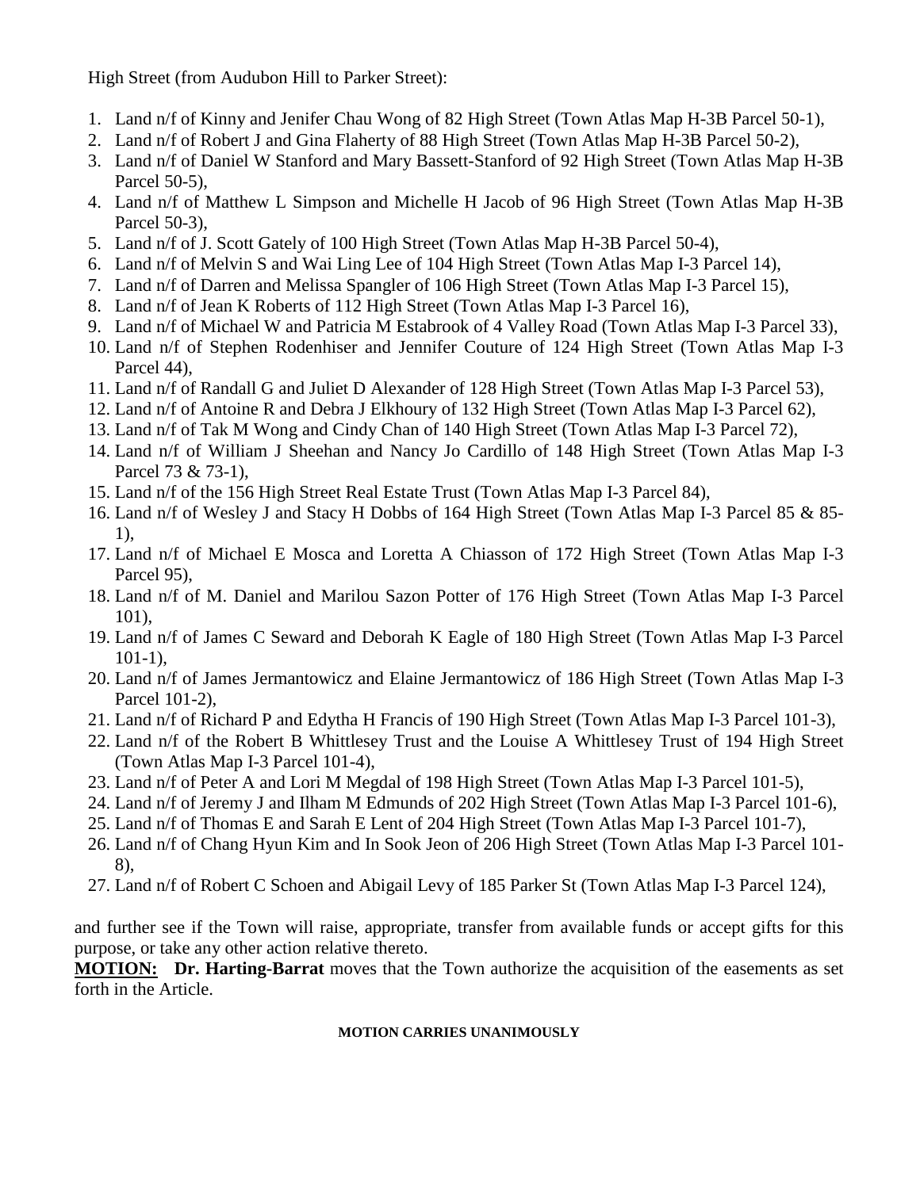High Street (from Audubon Hill to Parker Street):

1. Land n/f of Kinny and Jenifer Chau Wong of 82 High Street (Town Atlas Map H-3B Parcel 50-1),
2. Land n/f of Robert J and Gina Flaherty of 88 High Street (Town Atlas Map H-3B Parcel 50-2),
3. Land n/f of Daniel W Stanford and Mary Bassett-Stanford of 92 High Street (Town Atlas Map H-3B Parcel 50-5),
4. Land n/f of Matthew L Simpson and Michelle H Jacob of 96 High Street (Town Atlas Map H-3B Parcel 50-3),
5. Land n/f of J. Scott Gately of 100 High Street (Town Atlas Map H-3B Parcel 50-4),
6. Land n/f of Melvin S and Wai Ling Lee of 104 High Street (Town Atlas Map I-3 Parcel 14),
7. Land n/f of Darren and Melissa Spangler of 106 High Street (Town Atlas Map I-3 Parcel 15),
8. Land n/f of Jean K Roberts of 112 High Street (Town Atlas Map I-3 Parcel 16),
9. Land n/f of Michael W and Patricia M Estabrook of 4 Valley Road (Town Atlas Map I-3 Parcel 33),
10. Land n/f of Stephen Rodenhiser and Jennifer Couture of 124 High Street (Town Atlas Map I-3 Parcel 44),
11. Land n/f of Randall G and Juliet D Alexander of 128 High Street (Town Atlas Map I-3 Parcel 53),
12. Land n/f of Antoine R and Debra J Elkhoury of 132 High Street (Town Atlas Map I-3 Parcel 62),
13. Land n/f of Tak M Wong and Cindy Chan of 140 High Street (Town Atlas Map I-3 Parcel 72),
14. Land n/f of William J Sheehan and Nancy Jo Cardillo of 148 High Street (Town Atlas Map I-3 Parcel 73 & 73-1),
15. Land n/f of the 156 High Street Real Estate Trust (Town Atlas Map I-3 Parcel 84),
16. Land n/f of Wesley J and Stacy H Dobbs of 164 High Street (Town Atlas Map I-3 Parcel 85 & 85-1),
17. Land n/f of Michael E Mosca and Loretta A Chiasson of 172 High Street (Town Atlas Map I-3 Parcel 95),
18. Land n/f of M. Daniel and Marilou Sazon Potter of 176 High Street (Town Atlas Map I-3 Parcel 101),
19. Land n/f of James C Seward and Deborah K Eagle of 180 High Street (Town Atlas Map I-3 Parcel 101-1),
20. Land n/f of James Jermantowicz and Elaine Jermantowicz of 186 High Street (Town Atlas Map I-3 Parcel 101-2),
21. Land n/f of Richard P and Edytha H Francis of 190 High Street (Town Atlas Map I-3 Parcel 101-3),
22. Land n/f of the Robert B Whittlesey Trust and the Louise A Whittlesey Trust of 194 High Street (Town Atlas Map I-3 Parcel 101-4),
23. Land n/f of Peter A and Lori M Megdal of 198 High Street (Town Atlas Map I-3 Parcel 101-5),
24. Land n/f of Jeremy J and Ilham M Edmunds of 202 High Street (Town Atlas Map I-3 Parcel 101-6),
25. Land n/f of Thomas E and Sarah E Lent of 204 High Street (Town Atlas Map I-3 Parcel 101-7),
26. Land n/f of Chang Hyun Kim and In Sook Jeon of 206 High Street (Town Atlas Map I-3 Parcel 101-8),
27. Land n/f of Robert C Schoen and Abigail Levy of 185 Parker St (Town Atlas Map I-3 Parcel 124),

and further see if the Town will raise, appropriate, transfer from available funds or accept gifts for this purpose, or take any other action relative thereto.

**MOTION:** **Dr. Harting-Barrat** moves that the Town authorize the acquisition of the easements as set forth in the Article.

**MOTION CARRIES UNANIMOUSLY**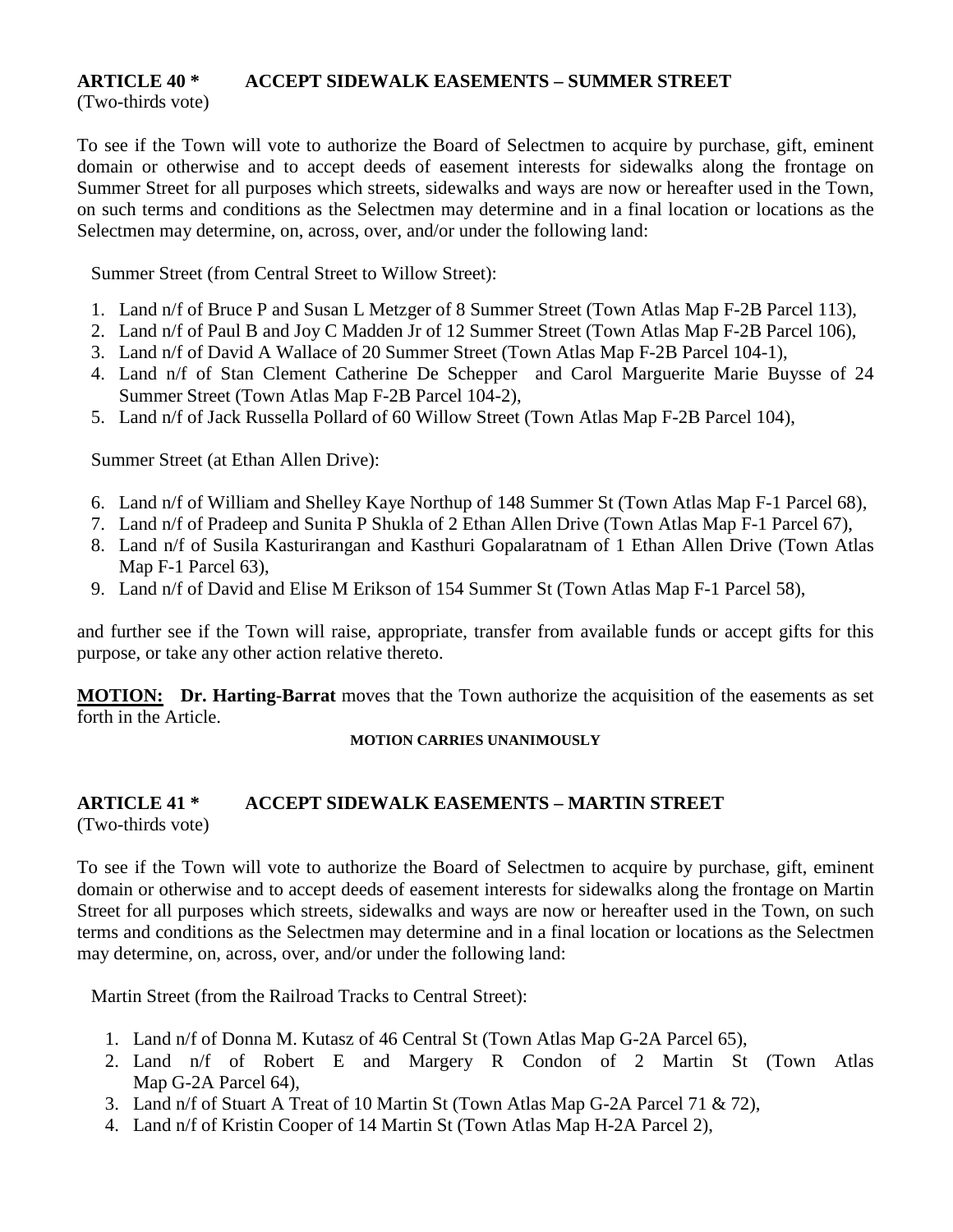## ARTICLE 40 * ACCEPT SIDEWALK EASEMENTS – SUMMER STREET

(Two-thirds vote)

To see if the Town will vote to authorize the Board of Selectmen to acquire by purchase, gift, eminent domain or otherwise and to accept deeds of easement interests for sidewalks along the frontage on Summer Street for all purposes which streets, sidewalks and ways are now or hereafter used in the Town, on such terms and conditions as the Selectmen may determine and in a final location or locations as the Selectmen may determine, on, across, over, and/or under the following land:

Summer Street (from Central Street to Willow Street):

1. Land n/f of Bruce P and Susan L Metzger of 8 Summer Street (Town Atlas Map F-2B Parcel 113),
2. Land n/f of Paul B and Joy C Madden Jr of 12 Summer Street (Town Atlas Map F-2B Parcel 106),
3. Land n/f of David A Wallace of 20 Summer Street (Town Atlas Map F-2B Parcel 104-1),
4. Land n/f of Stan Clement Catherine De Schepper and Carol Marguerite Marie Buysse of 24 Summer Street (Town Atlas Map F-2B Parcel 104-2),
5. Land n/f of Jack Russella Pollard of 60 Willow Street (Town Atlas Map F-2B Parcel 104),

Summer Street (at Ethan Allen Drive):

6. Land n/f of William and Shelley Kaye Northup of 148 Summer St (Town Atlas Map F-1 Parcel 68),
7. Land n/f of Pradeep and Sunita P Shukla of 2 Ethan Allen Drive (Town Atlas Map F-1 Parcel 67),
8. Land n/f of Susila Kasturirangan and Kasthuri Gopalaratnam of 1 Ethan Allen Drive (Town Atlas Map F-1 Parcel 63),
9. Land n/f of David and Elise M Erikson of 154 Summer St (Town Atlas Map F-1 Parcel 58),

and further see if the Town will raise, appropriate, transfer from available funds or accept gifts for this purpose, or take any other action relative thereto.

**MOTION: Dr. Harting-Barrat** moves that the Town authorize the acquisition of the easements as set forth in the Article.

**MOTION CARRIES UNANIMOUSLY**

## ARTICLE 41 * ACCEPT SIDEWALK EASEMENTS – MARTIN STREET

(Two-thirds vote)

To see if the Town will vote to authorize the Board of Selectmen to acquire by purchase, gift, eminent domain or otherwise and to accept deeds of easement interests for sidewalks along the frontage on Martin Street for all purposes which streets, sidewalks and ways are now or hereafter used in the Town, on such terms and conditions as the Selectmen may determine and in a final location or locations as the Selectmen may determine, on, across, over, and/or under the following land:

Martin Street (from the Railroad Tracks to Central Street):

1. Land n/f of Donna M. Kutasz of 46 Central St (Town Atlas Map G-2A Parcel 65),
2. Land n/f of Robert E and Margery R Condon of 2 Martin St (Town Atlas Map G-2A Parcel 64),
3. Land n/f of Stuart A Treat of 10 Martin St (Town Atlas Map G-2A Parcel 71 & 72),
4. Land n/f of Kristin Cooper of 14 Martin St (Town Atlas Map H-2A Parcel 2),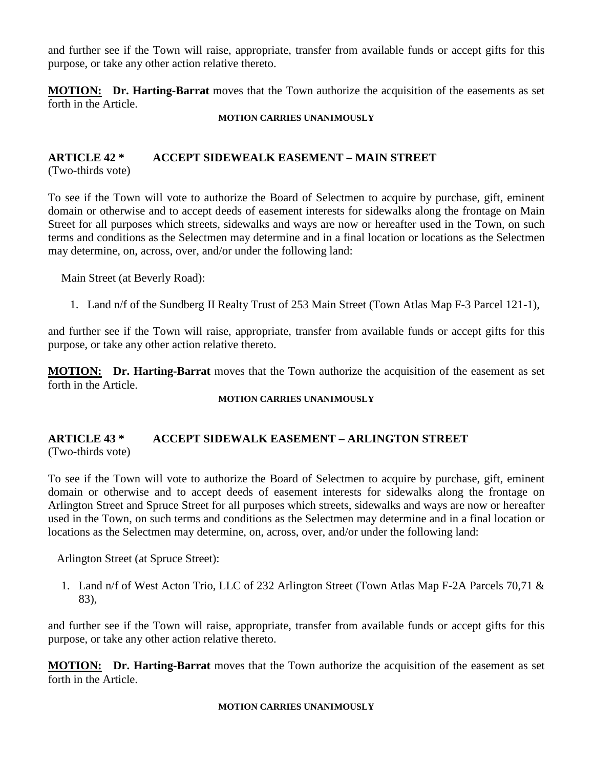and further see if the Town will raise, appropriate, transfer from available funds or accept gifts for this purpose, or take any other action relative thereto.

**MOTION:** **Dr. Harting-Barrat** moves that the Town authorize the acquisition of the easements as set forth in the Article.

**MOTION CARRIES UNANIMOUSLY**

## ARTICLE 42 * ACCEPT SIDEWEALK EASEMENT – MAIN STREET

(Two-thirds vote)

To see if the Town will vote to authorize the Board of Selectmen to acquire by purchase, gift, eminent domain or otherwise and to accept deeds of easement interests for sidewalks along the frontage on Main Street for all purposes which streets, sidewalks and ways are now or hereafter used in the Town, on such terms and conditions as the Selectmen may determine and in a final location or locations as the Selectmen may determine, on, across, over, and/or under the following land:

Main Street (at Beverly Road):

1. Land n/f of the Sundberg II Realty Trust of 253 Main Street (Town Atlas Map F-3 Parcel 121-1),

and further see if the Town will raise, appropriate, transfer from available funds or accept gifts for this purpose, or take any other action relative thereto.

**MOTION:** **Dr. Harting-Barrat** moves that the Town authorize the acquisition of the easement as set forth in the Article.

**MOTION CARRIES UNANIMOUSLY**

## ARTICLE 43 * ACCEPT SIDEWALK EASEMENT – ARLINGTON STREET

(Two-thirds vote)

To see if the Town will vote to authorize the Board of Selectmen to acquire by purchase, gift, eminent domain or otherwise and to accept deeds of easement interests for sidewalks along the frontage on Arlington Street and Spruce Street for all purposes which streets, sidewalks and ways are now or hereafter used in the Town, on such terms and conditions as the Selectmen may determine and in a final location or locations as the Selectmen may determine, on, across, over, and/or under the following land:

Arlington Street (at Spruce Street):

1. Land n/f of West Acton Trio, LLC of 232 Arlington Street (Town Atlas Map F-2A Parcels 70,71 & 83),

and further see if the Town will raise, appropriate, transfer from available funds or accept gifts for this purpose, or take any other action relative thereto.

**MOTION:** **Dr. Harting-Barrat** moves that the Town authorize the acquisition of the easement as set forth in the Article.

**MOTION CARRIES UNANIMOUSLY**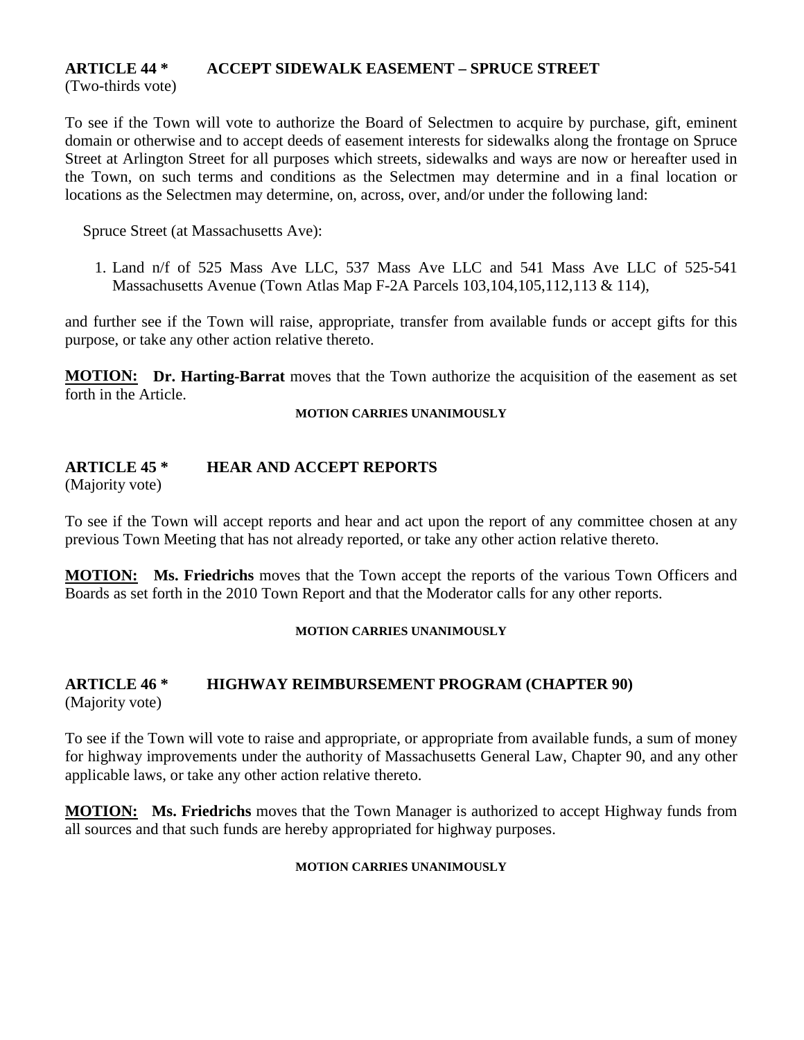## ARTICLE 44 * ACCEPT SIDEWALK EASEMENT – SPRUCE STREET

(Two-thirds vote)

To see if the Town will vote to authorize the Board of Selectmen to acquire by purchase, gift, eminent domain or otherwise and to accept deeds of easement interests for sidewalks along the frontage on Spruce Street at Arlington Street for all purposes which streets, sidewalks and ways are now or hereafter used in the Town, on such terms and conditions as the Selectmen may determine and in a final location or locations as the Selectmen may determine, on, across, over, and/or under the following land:

Spruce Street (at Massachusetts Ave):

1. Land n/f of 525 Mass Ave LLC, 537 Mass Ave LLC and 541 Mass Ave LLC of 525-541 Massachusetts Avenue (Town Atlas Map F-2A Parcels 103,104,105,112,113 & 114),

and further see if the Town will raise, appropriate, transfer from available funds or accept gifts for this purpose, or take any other action relative thereto.

**MOTION:** **Dr. Harting-Barrat** moves that the Town authorize the acquisition of the easement as set forth in the Article.

**MOTION CARRIES UNANIMOUSLY**

## ARTICLE 45 * HEAR AND ACCEPT REPORTS

(Majority vote)

To see if the Town will accept reports and hear and act upon the report of any committee chosen at any previous Town Meeting that has not already reported, or take any other action relative thereto.

**MOTION:** **Ms. Friedrichs** moves that the Town accept the reports of the various Town Officers and Boards as set forth in the 2010 Town Report and that the Moderator calls for any other reports.

**MOTION CARRIES UNANIMOUSLY**

## ARTICLE 46 * HIGHWAY REIMBURSEMENT PROGRAM (CHAPTER 90)

(Majority vote)

To see if the Town will vote to raise and appropriate, or appropriate from available funds, a sum of money for highway improvements under the authority of Massachusetts General Law, Chapter 90, and any other applicable laws, or take any other action relative thereto.

**MOTION:** **Ms. Friedrichs** moves that the Town Manager is authorized to accept Highway funds from all sources and that such funds are hereby appropriated for highway purposes.

**MOTION CARRIES UNANIMOUSLY**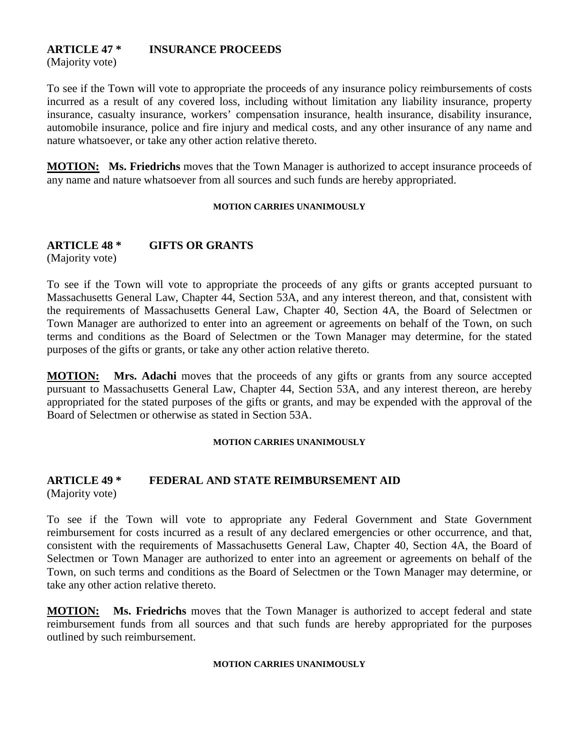## ARTICLE 47 * INSURANCE PROCEEDS

(Majority vote)

To see if the Town will vote to appropriate the proceeds of any insurance policy reimbursements of costs incurred as a result of any covered loss, including without limitation any liability insurance, property insurance, casualty insurance, workers' compensation insurance, health insurance, disability insurance, automobile insurance, police and fire injury and medical costs, and any other insurance of any name and nature whatsoever, or take any other action relative thereto.

**MOTION:** **Ms. Friedrichs** moves that the Town Manager is authorized to accept insurance proceeds of any name and nature whatsoever from all sources and such funds are hereby appropriated.

**MOTION CARRIES UNANIMOUSLY**

## ARTICLE 48 * GIFTS OR GRANTS

(Majority vote)

To see if the Town will vote to appropriate the proceeds of any gifts or grants accepted pursuant to Massachusetts General Law, Chapter 44, Section 53A, and any interest thereon, and that, consistent with the requirements of Massachusetts General Law, Chapter 40, Section 4A, the Board of Selectmen or Town Manager are authorized to enter into an agreement or agreements on behalf of the Town, on such terms and conditions as the Board of Selectmen or the Town Manager may determine, for the stated purposes of the gifts or grants, or take any other action relative thereto.

**MOTION:** **Mrs. Adachi** moves that the proceeds of any gifts or grants from any source accepted pursuant to Massachusetts General Law, Chapter 44, Section 53A, and any interest thereon, are hereby appropriated for the stated purposes of the gifts or grants, and may be expended with the approval of the Board of Selectmen or otherwise as stated in Section 53A.

**MOTION CARRIES UNANIMOUSLY**

## ARTICLE 49 * FEDERAL AND STATE REIMBURSEMENT AID

(Majority vote)

To see if the Town will vote to appropriate any Federal Government and State Government reimbursement for costs incurred as a result of any declared emergencies or other occurrence, and that, consistent with the requirements of Massachusetts General Law, Chapter 40, Section 4A, the Board of Selectmen or Town Manager are authorized to enter into an agreement or agreements on behalf of the Town, on such terms and conditions as the Board of Selectmen or the Town Manager may determine, or take any other action relative thereto.

**MOTION:** **Ms. Friedrichs** moves that the Town Manager is authorized to accept federal and state reimbursement funds from all sources and that such funds are hereby appropriated for the purposes outlined by such reimbursement.

**MOTION CARRIES UNANIMOUSLY**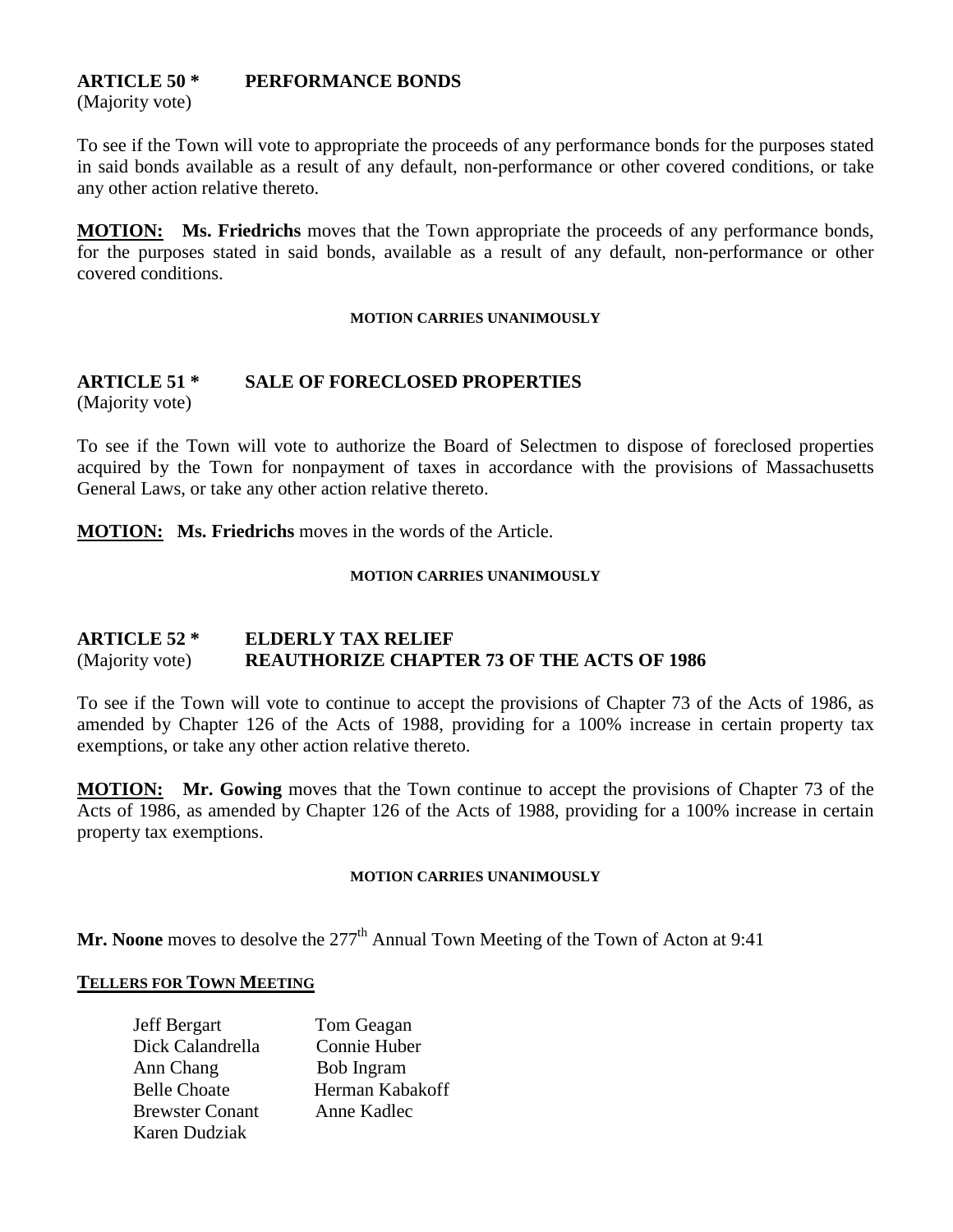**ARTICLE 50 * PERFORMANCE BONDS**
(Majority vote)

To see if the Town will vote to appropriate the proceeds of any performance bonds for the purposes stated in said bonds available as a result of any default, non-performance or other covered conditions, or take any other action relative thereto.

**MOTION: Ms. Friedrichs** moves that the Town appropriate the proceeds of any performance bonds, for the purposes stated in said bonds, available as a result of any default, non-performance or other covered conditions.

**MOTION CARRIES UNANIMOUSLY**

**ARTICLE 51 * SALE OF FORECLOSED PROPERTIES**
(Majority vote)

To see if the Town will vote to authorize the Board of Selectmen to dispose of foreclosed properties acquired by the Town for nonpayment of taxes in accordance with the provisions of Massachusetts General Laws, or take any other action relative thereto.

**MOTION: Ms. Friedrichs** moves in the words of the Article.

**MOTION CARRIES UNANIMOUSLY**

**ARTICLE 52 * ELDERLY TAX RELIEF**
(Majority vote) **REAUTHORIZE CHAPTER 73 OF THE ACTS OF 1986**

To see if the Town will vote to continue to accept the provisions of Chapter 73 of the Acts of 1986, as amended by Chapter 126 of the Acts of 1988, providing for a 100% increase in certain property tax exemptions, or take any other action relative thereto.

**MOTION: Mr. Gowing** moves that the Town continue to accept the provisions of Chapter 73 of the Acts of 1986, as amended by Chapter 126 of the Acts of 1988, providing for a 100% increase in certain property tax exemptions.

**MOTION CARRIES UNANIMOUSLY**

**Mr. Noone** moves to desolve the 277th Annual Town Meeting of the Town of Acton at 9:41

**TELLERS FOR TOWN MEETING**

| | |
|---|---|
| Jeff Bergart | Tom Geagan |
| Dick Calandrella | Connie Huber |
| Ann Chang | Bob Ingram |
| Belle Choate | Herman Kabakoff |
| Brewster Conant | Anne Kadlec |
| Karen Dudziak | |